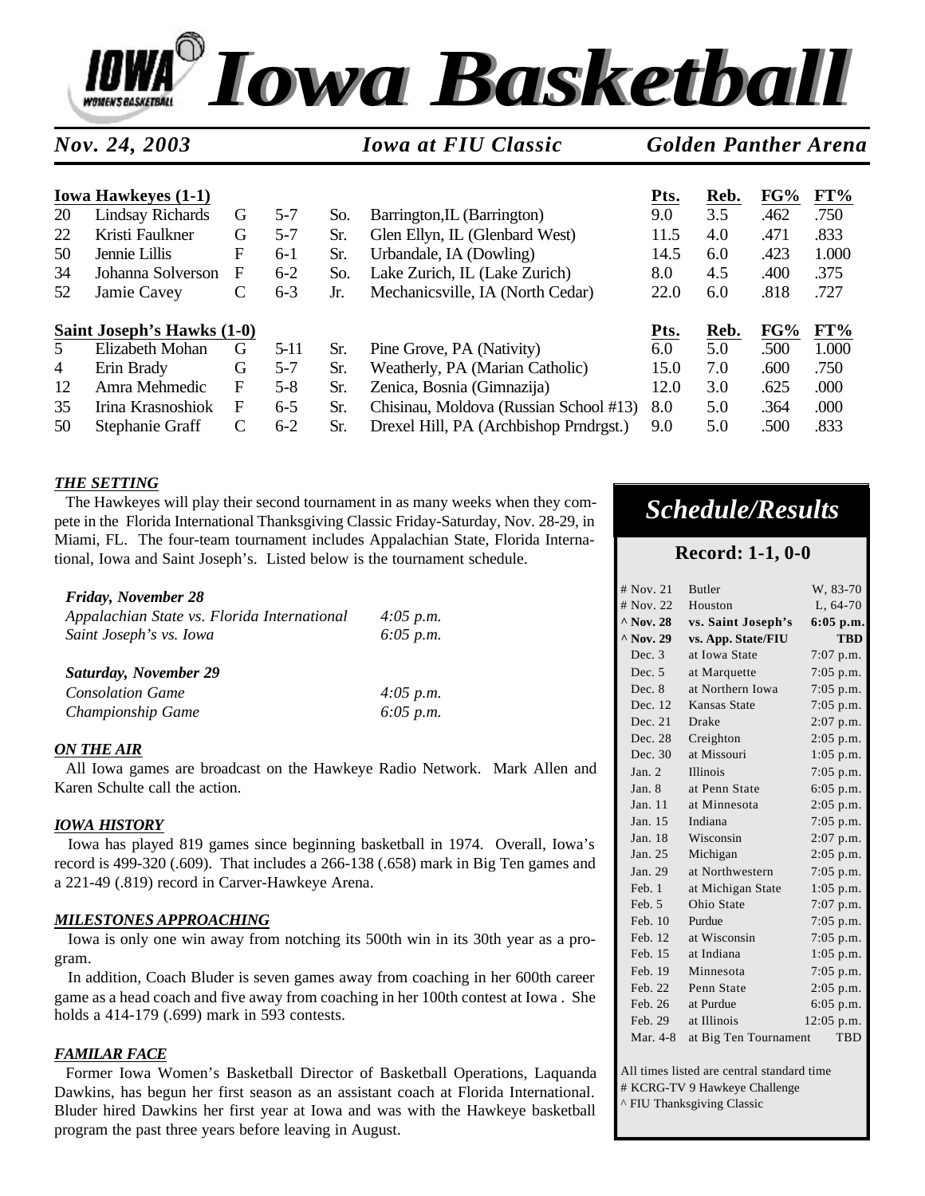# Iowa Basketball

*Nov. 24, 2003* | *Iowa at FIU Classic* | *Golden Panther Arena*

| | **Iowa Hawkeyes (1-1)** | | | | | **Pts.** | **Reb.** | **FG%** | **FT%** |
|---|---|---|---|---|---|---|---|---|---|
| 20 | Lindsay Richards | G | 5-7 | So. | Barrington,IL (Barrington) | 9.0 | 3.5 | .462 | .750 |
| 22 | Kristi Faulkner | G | 5-7 | Sr. | Glen Ellyn, IL (Glenbard West) | 11.5 | 4.0 | .471 | .833 |
| 50 | Jennie Lillis | F | 6-1 | Sr. | Urbandale, IA (Dowling) | 14.5 | 6.0 | .423 | 1.000 |
| 34 | Johanna Solverson | F | 6-2 | So. | Lake Zurich, IL (Lake Zurich) | 8.0 | 4.5 | .400 | .375 |
| 52 | Jamie Cavey | C | 6-3 | Jr. | Mechanicsville, IA (North Cedar) | 22.0 | 6.0 | .818 | .727 |

| | **Saint Joseph's Hawks (1-0)** | | | | | **Pts.** | **Reb.** | **FG%** | **FT%** |
|---|---|---|---|---|---|---|---|---|---|
| 5 | Elizabeth Mohan | G | 5-11 | Sr. | Pine Grove, PA (Nativity) | 6.0 | 5.0 | .500 | 1.000 |
| 4 | Erin Brady | G | 5-7 | Sr. | Weatherly, PA (Marian Catholic) | 15.0 | 7.0 | .600 | .750 |
| 12 | Amra Mehmedic | F | 5-8 | Sr. | Zenica, Bosnia (Gimnazija) | 12.0 | 3.0 | .625 | .000 |
| 35 | Irina Krasnoshiok | F | 6-5 | Sr. | Chisinau, Moldova (Russian School #13) | 8.0 | 5.0 | .364 | .000 |
| 50 | Stephanie Graff | C | 6-2 | Sr. | Drexel Hill, PA (Archbishop Prndrgst.) | 9.0 | 5.0 | .500 | .833 |

### *THE SETTING*

The Hawkeyes will play their second tournament in as many weeks when they compete in the Florida International Thanksgiving Classic Friday-Saturday, Nov. 28-29, in Miami, FL. The four-team tournament includes Appalachian State, Florida International, Iowa and Saint Joseph's. Listed below is the tournament schedule.

***Friday, November 28***

| | |
|---|---|
| *Appalachian State vs. Florida International* | *4:05 p.m.* |
| *Saint Joseph's vs. Iowa* | *6:05 p.m.* |

***Saturday, November 29***

| | |
|---|---|
| *Consolation Game* | *4:05 p.m.* |
| *Championship Game* | *6:05 p.m.* |

### *ON THE AIR*

All Iowa games are broadcast on the Hawkeye Radio Network. Mark Allen and Karen Schulte call the action.

### *IOWA HISTORY*

Iowa has played 819 games since beginning basketball in 1974. Overall, Iowa's record is 499-320 (.609). That includes a 266-138 (.658) mark in Big Ten games and a 221-49 (.819) record in Carver-Hawkeye Arena.

### *MILESTONES APPROACHING*

Iowa is only one win away from notching its 500th win in its 30th year as a program.

In addition, Coach Bluder is seven games away from coaching in her 600th career game as a head coach and five away from coaching in her 100th contest at Iowa . She holds a 414-179 (.699) mark in 593 contests.

### *FAMILAR FACE*

Former Iowa Women's Basketball Director of Basketball Operations, Laquanda Dawkins, has begun her first season as an assistant coach at Florida International. Bluder hired Dawkins her first year at Iowa and was with the Hawkeye basketball program the past three years before leaving in August.

## *Schedule/Results*

**Record: 1-1, 0-0**

| | | |
|---|---|---|
| # Nov. 21 | Butler | W, 83-70 |
| # Nov. 22 | Houston | L, 64-70 |
| **^ Nov. 28** | **vs. Saint Joseph's** | **6:05 p.m.** |
| **^ Nov. 29** | **vs. App. State/FIU** | **TBD** |
| Dec. 3 | at Iowa State | 7:07 p.m. |
| Dec. 5 | at Marquette | 7:05 p.m. |
| Dec. 8 | at Northern Iowa | 7:05 p.m. |
| Dec. 12 | Kansas State | 7:05 p.m. |
| Dec. 21 | Drake | 2:07 p.m. |
| Dec. 28 | Creighton | 2:05 p.m. |
| Dec. 30 | at Missouri | 1:05 p.m. |
| Jan. 2 | Illinois | 7:05 p.m. |
| Jan. 8 | at Penn State | 6:05 p.m. |
| Jan. 11 | at Minnesota | 2:05 p.m. |
| Jan. 15 | Indiana | 7:05 p.m. |
| Jan. 18 | Wisconsin | 2:07 p.m. |
| Jan. 25 | Michigan | 2:05 p.m. |
| Jan. 29 | at Northwestern | 7:05 p.m. |
| Feb. 1 | at Michigan State | 1:05 p.m. |
| Feb. 5 | Ohio State | 7:07 p.m. |
| Feb. 10 | Purdue | 7:05 p.m. |
| Feb. 12 | at Wisconsin | 7:05 p.m. |
| Feb. 15 | at Indiana | 1:05 p.m. |
| Feb. 19 | Minnesota | 7:05 p.m. |
| Feb. 22 | Penn State | 2:05 p.m. |
| Feb. 26 | at Purdue | 6:05 p.m. |
| Feb. 29 | at Illinois | 12:05 p.m. |
| Mar. 4-8 | at Big Ten Tournament | TBD |

All times listed are central standard time
# KCRG-TV 9 Hawkeye Challenge
^ FIU Thanksgiving Classic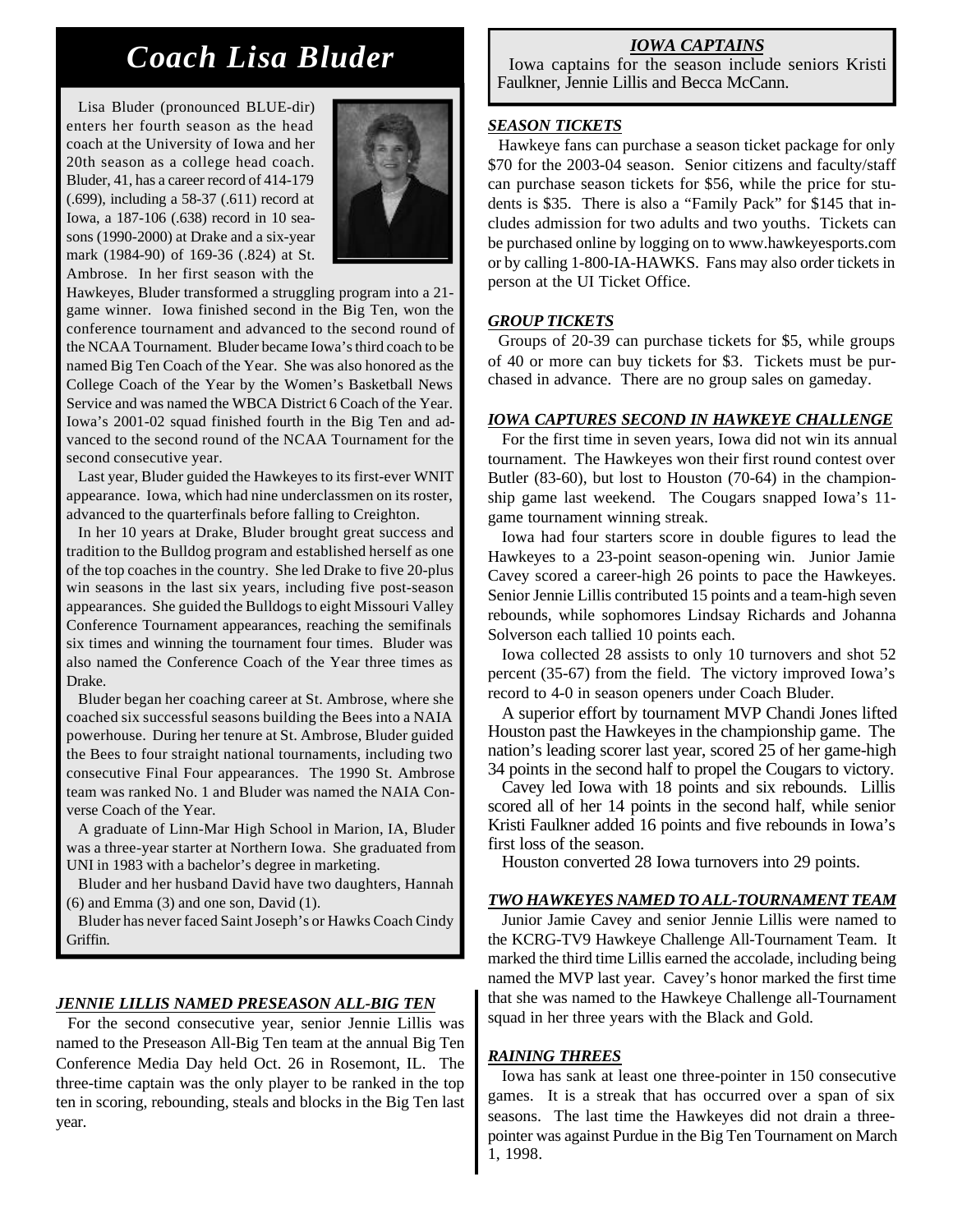# *Coach Lisa Bluder*

Lisa Bluder (pronounced BLUE-dir) enters her fourth season as the head coach at the University of Iowa and her 20th season as a college head coach. Bluder, 41, has a career record of 414-179 (.699), including a 58-37 (.611) record at Iowa, a 187-106 (.638) record in 10 seasons (1990-2000) at Drake and a six-year mark (1984-90) of 169-36 (.824) at St. Ambrose. In her first season with the Hawkeyes, Bluder transformed a struggling program into a 21-game winner. Iowa finished second in the Big Ten, won the conference tournament and advanced to the second round of the NCAA Tournament. Bluder became Iowa's third coach to be named Big Ten Coach of the Year. She was also honored as the College Coach of the Year by the Women's Basketball News Service and was named the WBCA District 6 Coach of the Year. Iowa's 2001-02 squad finished fourth in the Big Ten and advanced to the second round of the NCAA Tournament for the second consecutive year.

Last year, Bluder guided the Hawkeyes to its first-ever WNIT appearance. Iowa, which had nine underclassmen on its roster, advanced to the quarterfinals before falling to Creighton.

In her 10 years at Drake, Bluder brought great success and tradition to the Bulldog program and established herself as one of the top coaches in the country. She led Drake to five 20-plus win seasons in the last six years, including five post-season appearances. She guided the Bulldogs to eight Missouri Valley Conference Tournament appearances, reaching the semifinals six times and winning the tournament four times. Bluder was also named the Conference Coach of the Year three times as Drake.

Bluder began her coaching career at St. Ambrose, where she coached six successful seasons building the Bees into a NAIA powerhouse. During her tenure at St. Ambrose, Bluder guided the Bees to four straight national tournaments, including two consecutive Final Four appearances. The 1990 St. Ambrose team was ranked No. 1 and Bluder was named the NAIA Converse Coach of the Year.

A graduate of Linn-Mar High School in Marion, IA, Bluder was a three-year starter at Northern Iowa. She graduated from UNI in 1983 with a bachelor's degree in marketing.

Bluder and her husband David have two daughters, Hannah (6) and Emma (3) and one son, David (1).

Bluder has never faced Saint Joseph's or Hawks Coach Cindy Griffin.

### *JENNIE LILLIS NAMED PRESEASON ALL-BIG TEN*

For the second consecutive year, senior Jennie Lillis was named to the Preseason All-Big Ten team at the annual Big Ten Conference Media Day held Oct. 26 in Rosemont, IL. The three-time captain was the only player to be ranked in the top ten in scoring, rebounding, steals and blocks in the Big Ten last year.

### *IOWA CAPTAINS*

Iowa captains for the season include seniors Kristi Faulkner, Jennie Lillis and Becca McCann.

### *SEASON TICKETS*

Hawkeye fans can purchase a season ticket package for only $70 for the 2003-04 season. Senior citizens and faculty/staff can purchase season tickets for $56, while the price for students is $35. There is also a "Family Pack" for $145 that includes admission for two adults and two youths. Tickets can be purchased online by logging on to www.hawkeyesports.com or by calling 1-800-IA-HAWKS. Fans may also order tickets in person at the UI Ticket Office.

### *GROUP TICKETS*

Groups of 20-39 can purchase tickets for $5, while groups of 40 or more can buy tickets for $3. Tickets must be purchased in advance. There are no group sales on gameday.

### *IOWA CAPTURES SECOND IN HAWKEYE CHALLENGE*

For the first time in seven years, Iowa did not win its annual tournament. The Hawkeyes won their first round contest over Butler (83-60), but lost to Houston (70-64) in the championship game last weekend. The Cougars snapped Iowa's 11-game tournament winning streak.

Iowa had four starters score in double figures to lead the Hawkeyes to a 23-point season-opening win. Junior Jamie Cavey scored a career-high 26 points to pace the Hawkeyes. Senior Jennie Lillis contributed 15 points and a team-high seven rebounds, while sophomores Lindsay Richards and Johanna Solverson each tallied 10 points each.

Iowa collected 28 assists to only 10 turnovers and shot 52 percent (35-67) from the field. The victory improved Iowa's record to 4-0 in season openers under Coach Bluder.

A superior effort by tournament MVP Chandi Jones lifted Houston past the Hawkeyes in the championship game. The nation's leading scorer last year, scored 25 of her game-high 34 points in the second half to propel the Cougars to victory.

Cavey led Iowa with 18 points and six rebounds. Lillis scored all of her 14 points in the second half, while senior Kristi Faulkner added 16 points and five rebounds in Iowa's first loss of the season.

Houston converted 28 Iowa turnovers into 29 points.

### *TWO HAWKEYES NAMED TO ALL-TOURNAMENT TEAM*

Junior Jamie Cavey and senior Jennie Lillis were named to the KCRG-TV9 Hawkeye Challenge All-Tournament Team. It marked the third time Lillis earned the accolade, including being named the MVP last year. Cavey's honor marked the first time that she was named to the Hawkeye Challenge all-Tournament squad in her three years with the Black and Gold.

### *RAINING THREES*

Iowa has sank at least one three-pointer in 150 consecutive games. It is a streak that has occurred over a span of six seasons. The last time the Hawkeyes did not drain a three-pointer was against Purdue in the Big Ten Tournament on March 1, 1998.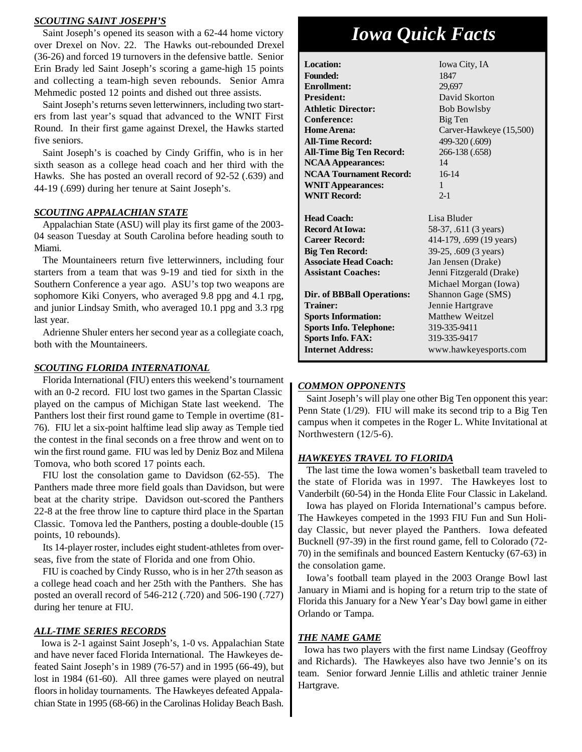### *SCOUTING SAINT JOSEPH'S*

Saint Joseph's opened its season with a 62-44 home victory over Drexel on Nov. 22. The Hawks out-rebounded Drexel (36-26) and forced 19 turnovers in the defensive battle. Senior Erin Brady led Saint Joseph's scoring a game-high 15 points and collecting a team-high seven rebounds. Senior Amra Mehmedic posted 12 points and dished out three assists.

Saint Joseph's returns seven letterwinners, including two starters from last year's squad that advanced to the WNIT First Round. In their first game against Drexel, the Hawks started five seniors.

Saint Joseph's is coached by Cindy Griffin, who is in her sixth season as a college head coach and her third with the Hawks. She has posted an overall record of 92-52 (.639) and 44-19 (.699) during her tenure at Saint Joseph's.

### *SCOUTING APPALACHIAN STATE*

Appalachian State (ASU) will play its first game of the 2003-04 season Tuesday at South Carolina before heading south to Miami.

The Mountaineers return five letterwinners, including four starters from a team that was 9-19 and tied for sixth in the Southern Conference a year ago. ASU's top two weapons are sophomore Kiki Conyers, who averaged 9.8 ppg and 4.1 rpg, and junior Lindsay Smith, who averaged 10.1 ppg and 3.3 rpg last year.

Adrienne Shuler enters her second year as a collegiate coach, both with the Mountaineers.

### *SCOUTING FLORIDA INTERNATIONAL*

Florida International (FIU) enters this weekend's tournament with an 0-2 record. FIU lost two games in the Spartan Classic played on the campus of Michigan State last weekend. The Panthers lost their first round game to Temple in overtime (81-76). FIU let a six-point halftime lead slip away as Temple tied the contest in the final seconds on a free throw and went on to win the first round game. FIU was led by Deniz Boz and Milena Tomova, who both scored 17 points each.

FIU lost the consolation game to Davidson (62-55). The Panthers made three more field goals than Davidson, but were beat at the charity stripe. Davidson out-scored the Panthers 22-8 at the free throw line to capture third place in the Spartan Classic. Tomova led the Panthers, posting a double-double (15 points, 10 rebounds).

Its 14-player roster, includes eight student-athletes from overseas, five from the state of Florida and one from Ohio.

FIU is coached by Cindy Russo, who is in her 27th season as a college head coach and her 25th with the Panthers. She has posted an overall record of 546-212 (.720) and 506-190 (.727) during her tenure at FIU.

### *ALL-TIME SERIES RECORDS*

Iowa is 2-1 against Saint Joseph's, 1-0 vs. Appalachian State and have never faced Florida International. The Hawkeyes defeated Saint Joseph's in 1989 (76-57) and in 1995 (66-49), but lost in 1984 (61-60). All three games were played on neutral floors in holiday tournaments. The Hawkeyes defeated Appalachian State in 1995 (68-66) in the Carolinas Holiday Beach Bash.

## *Iowa Quick Facts*

| | |
|---|---|
| **Location:** | Iowa City, IA |
| **Founded:** | 1847 |
| **Enrollment:** | 29,697 |
| **President:** | David Skorton |
| **Athletic Director:** | Bob Bowlsby |
| **Conference:** | Big Ten |
| **Home Arena:** | Carver-Hawkeye (15,500) |
| **All-Time Record:** | 499-320 (.609) |
| **All-Time Big Ten Record:** | 266-138 (.658) |
| **NCAA Appearances:** | 14 |
| **NCAA Tournament Record:** | 16-14 |
| **WNIT Appearances:** | 1 |
| **WNIT Record:** | 2-1 |
| **Head Coach:** | Lisa Bluder |
| **Record At Iowa:** | 58-37, .611 (3 years) |
| **Career Record:** | 414-179, .699 (19 years) |
| **Big Ten Record:** | 39-25, .609 (3 years) |
| **Associate Head Coach:** | Jan Jensen (Drake) |
| **Assistant Coaches:** | Jenni Fitzgerald (Drake) |
| | Michael Morgan (Iowa) |
| **Dir. of BBBall Operations:** | Shannon Gage (SMS) |
| **Trainer:** | Jennie Hartgrave |
| **Sports Information:** | Matthew Weitzel |
| **Sports Info. Telephone:** | 319-335-9411 |
| **Sports Info. FAX:** | 319-335-9417 |
| **Internet Address:** | www.hawkeyesports.com |

### *COMMON OPPONENTS*

Saint Joseph's will play one other Big Ten opponent this year: Penn State (1/29). FIU will make its second trip to a Big Ten campus when it competes in the Roger L. White Invitational at Northwestern (12/5-6).

### *HAWKEYES TRAVEL TO FLORIDA*

The last time the Iowa women's basketball team traveled to the state of Florida was in 1997. The Hawkeyes lost to Vanderbilt (60-54) in the Honda Elite Four Classic in Lakeland.

Iowa has played on Florida International's campus before. The Hawkeyes competed in the 1993 FIU Fun and Sun Holiday Classic, but never played the Panthers. Iowa defeated Bucknell (97-39) in the first round game, fell to Colorado (72-70) in the semifinals and bounced Eastern Kentucky (67-63) in the consolation game.

Iowa's football team played in the 2003 Orange Bowl last January in Miami and is hoping for a return trip to the state of Florida this January for a New Year's Day bowl game in either Orlando or Tampa.

### *THE NAME GAME*

Iowa has two players with the first name Lindsay (Geoffroy and Richards). The Hawkeyes also have two Jennie's on its team. Senior forward Jennie Lillis and athletic trainer Jennie Hartgrave.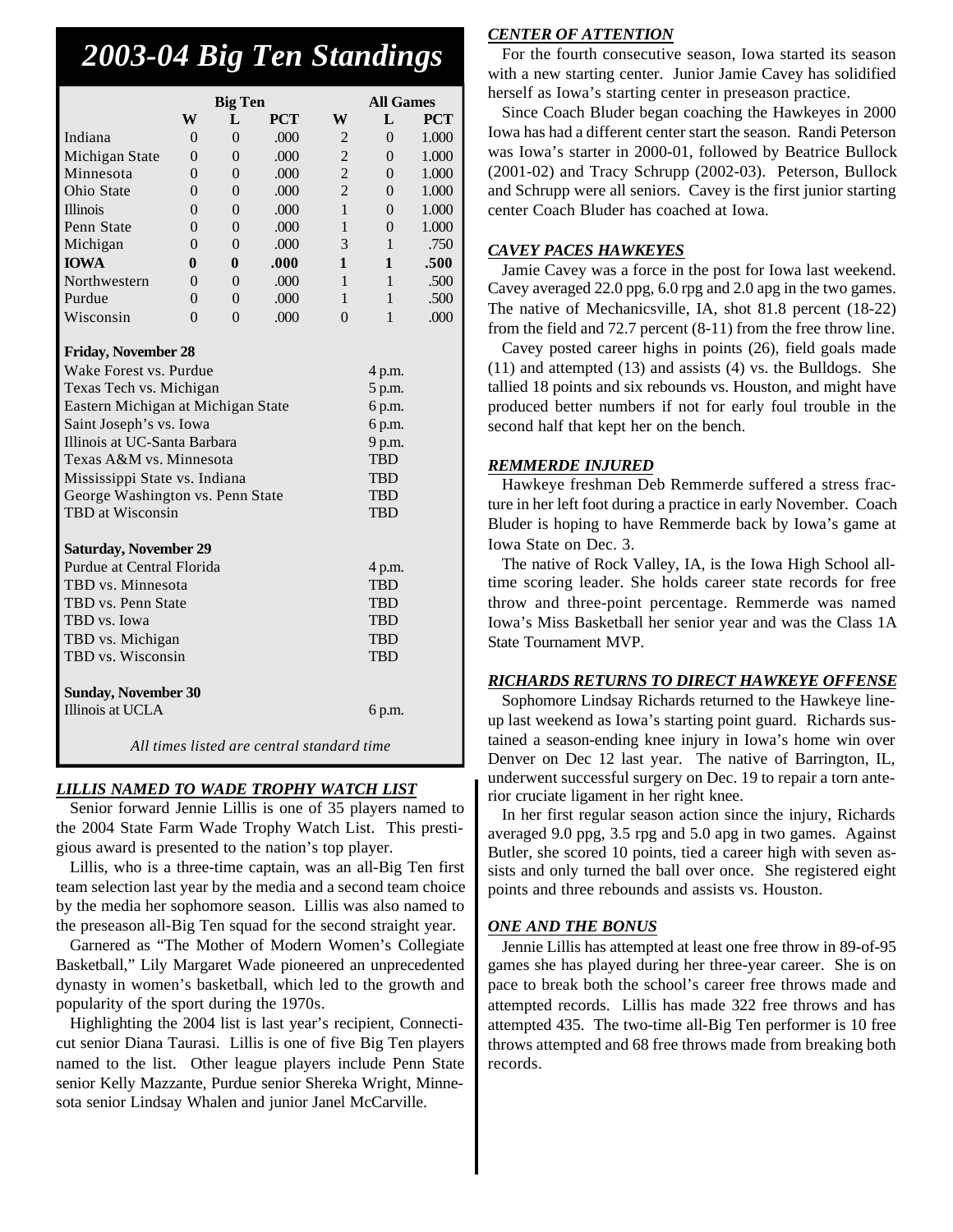# 2003-04 Big Ten Standings

| | Big Ten | | | All Games | | |
|---|---|---|---|---|---|---|
| | W | L | PCT | W | L | PCT |
| Indiana | 0 | 0 | .000 | 2 | 0 | 1.000 |
| Michigan State | 0 | 0 | .000 | 2 | 0 | 1.000 |
| Minnesota | 0 | 0 | .000 | 2 | 0 | 1.000 |
| Ohio State | 0 | 0 | .000 | 2 | 0 | 1.000 |
| Illinois | 0 | 0 | .000 | 1 | 0 | 1.000 |
| Penn State | 0 | 0 | .000 | 1 | 0 | 1.000 |
| Michigan | 0 | 0 | .000 | 3 | 1 | .750 |
| **IOWA** | **0** | **0** | **.000** | **1** | **1** | **.500** |
| Northwestern | 0 | 0 | .000 | 1 | 1 | .500 |
| Purdue | 0 | 0 | .000 | 1 | 1 | .500 |
| Wisconsin | 0 | 0 | .000 | 0 | 1 | .000 |

**Friday, November 28**

| | |
|---|---|
| Wake Forest vs. Purdue | 4 p.m. |
| Texas Tech vs. Michigan | 5 p.m. |
| Eastern Michigan at Michigan State | 6 p.m. |
| Saint Joseph's vs. Iowa | 6 p.m. |
| Illinois at UC-Santa Barbara | 9 p.m. |
| Texas A&M vs. Minnesota | TBD |
| Mississippi State vs. Indiana | TBD |
| George Washington vs. Penn State | TBD |
| TBD at Wisconsin | TBD |

**Saturday, November 29**

| | |
|---|---|
| Purdue at Central Florida | 4 p.m. |
| TBD vs. Minnesota | TBD |
| TBD vs. Penn State | TBD |
| TBD vs. Iowa | TBD |
| TBD vs. Michigan | TBD |
| TBD vs. Wisconsin | TBD |

**Sunday, November 30**

| | |
|---|---|
| Illinois at UCLA | 6 p.m. |

*All times listed are central standard time*

### *LILLIS NAMED TO WADE TROPHY WATCH LIST*

Senior forward Jennie Lillis is one of 35 players named to the 2004 State Farm Wade Trophy Watch List. This prestigious award is presented to the nation's top player.

Lillis, who is a three-time captain, was an all-Big Ten first team selection last year by the media and a second team choice by the media her sophomore season. Lillis was also named to the preseason all-Big Ten squad for the second straight year.

Garnered as "The Mother of Modern Women's Collegiate Basketball," Lily Margaret Wade pioneered an unprecedented dynasty in women's basketball, which led to the growth and popularity of the sport during the 1970s.

Highlighting the 2004 list is last year's recipient, Connecticut senior Diana Taurasi. Lillis is one of five Big Ten players named to the list. Other league players include Penn State senior Kelly Mazzante, Purdue senior Shereka Wright, Minnesota senior Lindsay Whalen and junior Janel McCarville.

### *CENTER OF ATTENTION*

For the fourth consecutive season, Iowa started its season with a new starting center. Junior Jamie Cavey has solidified herself as Iowa's starting center in preseason practice.

Since Coach Bluder began coaching the Hawkeyes in 2000 Iowa has had a different center start the season. Randi Peterson was Iowa's starter in 2000-01, followed by Beatrice Bullock (2001-02) and Tracy Schrupp (2002-03). Peterson, Bullock and Schrupp were all seniors. Cavey is the first junior starting center Coach Bluder has coached at Iowa.

### *CAVEY PACES HAWKEYES*

Jamie Cavey was a force in the post for Iowa last weekend. Cavey averaged 22.0 ppg, 6.0 rpg and 2.0 apg in the two games. The native of Mechanicsville, IA, shot 81.8 percent (18-22) from the field and 72.7 percent (8-11) from the free throw line.

Cavey posted career highs in points (26), field goals made (11) and attempted (13) and assists (4) vs. the Bulldogs. She tallied 18 points and six rebounds vs. Houston, and might have produced better numbers if not for early foul trouble in the second half that kept her on the bench.

### *REMMERDE INJURED*

Hawkeye freshman Deb Remmerde suffered a stress fracture in her left foot during a practice in early November. Coach Bluder is hoping to have Remmerde back by Iowa's game at Iowa State on Dec. 3.

The native of Rock Valley, IA, is the Iowa High School all-time scoring leader. She holds career state records for free throw and three-point percentage. Remmerde was named Iowa's Miss Basketball her senior year and was the Class 1A State Tournament MVP.

### *RICHARDS RETURNS TO DIRECT HAWKEYE OFFENSE*

Sophomore Lindsay Richards returned to the Hawkeye lineup last weekend as Iowa's starting point guard. Richards sustained a season-ending knee injury in Iowa's home win over Denver on Dec 12 last year. The native of Barrington, IL, underwent successful surgery on Dec. 19 to repair a torn anterior cruciate ligament in her right knee.

In her first regular season action since the injury, Richards averaged 9.0 ppg, 3.5 rpg and 5.0 apg in two games. Against Butler, she scored 10 points, tied a career high with seven assists and only turned the ball over once. She registered eight points and three rebounds and assists vs. Houston.

### *ONE AND THE BONUS*

Jennie Lillis has attempted at least one free throw in 89-of-95 games she has played during her three-year career. She is on pace to break both the school's career free throws made and attempted records. Lillis has made 322 free throws and has attempted 435. The two-time all-Big Ten performer is 10 free throws attempted and 68 free throws made from breaking both records.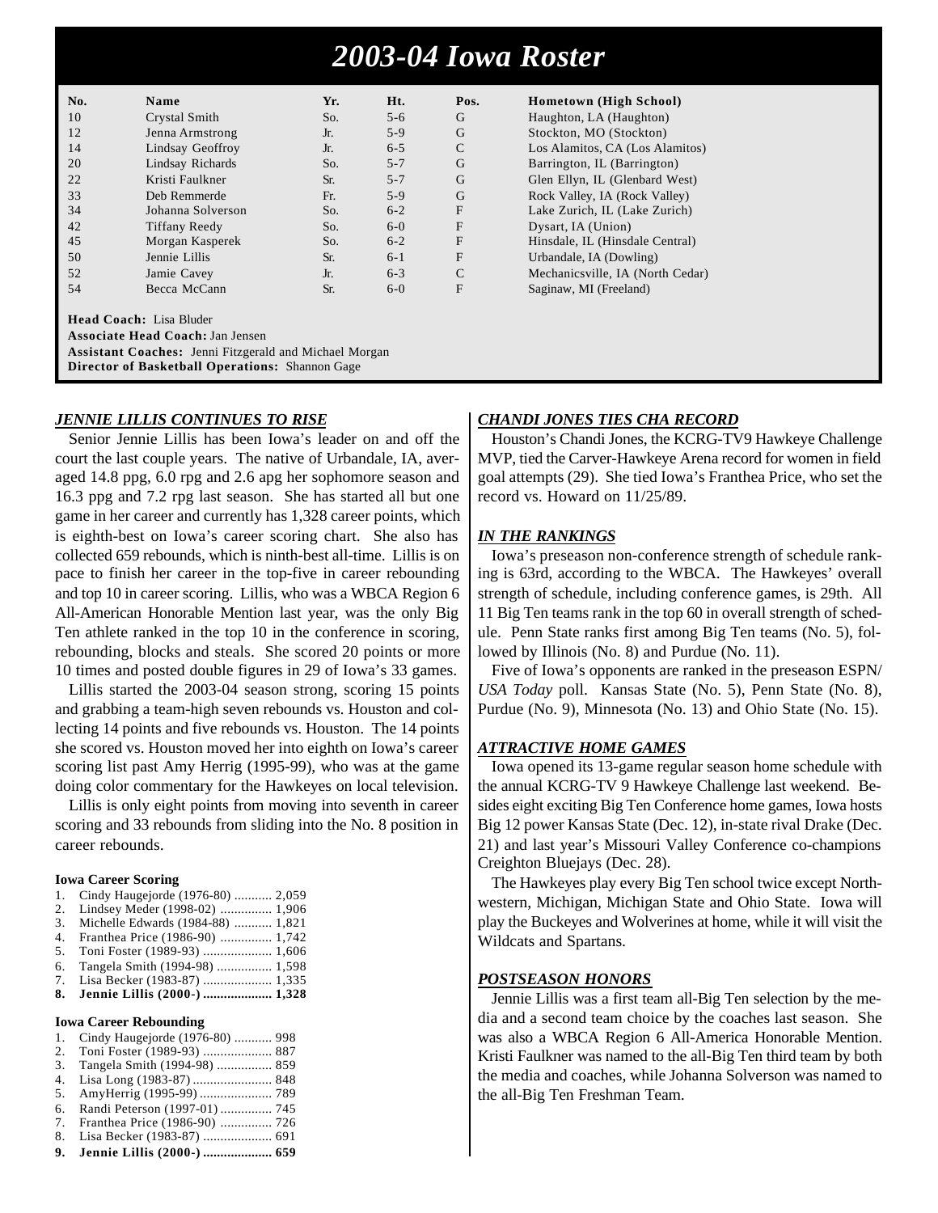# 2003-04 Iowa Roster

| No. | Name | Yr. | Ht. | Pos. | Hometown (High School) |
|---|---|---|---|---|---|
| 10 | Crystal Smith | So. | 5-6 | G | Haughton, LA (Haughton) |
| 12 | Jenna Armstrong | Jr. | 5-9 | G | Stockton, MO (Stockton) |
| 14 | Lindsay Geoffroy | Jr. | 6-5 | C | Los Alamitos, CA (Los Alamitos) |
| 20 | Lindsay Richards | So. | 5-7 | G | Barrington, IL (Barrington) |
| 22 | Kristi Faulkner | Sr. | 5-7 | G | Glen Ellyn, IL (Glenbard West) |
| 33 | Deb Remmerde | Fr. | 5-9 | G | Rock Valley, IA (Rock Valley) |
| 34 | Johanna Solverson | So. | 6-2 | F | Lake Zurich, IL (Lake Zurich) |
| 42 | Tiffany Reedy | So. | 6-0 | F | Dysart, IA (Union) |
| 45 | Morgan Kasperek | So. | 6-2 | F | Hinsdale, IL (Hinsdale Central) |
| 50 | Jennie Lillis | Sr. | 6-1 | F | Urbandale, IA (Dowling) |
| 52 | Jamie Cavey | Jr. | 6-3 | C | Mechanicsville, IA (North Cedar) |
| 54 | Becca McCann | Sr. | 6-0 | F | Saginaw, MI (Freeland) |

**Head Coach:** Lisa Bluder
**Associate Head Coach:** Jan Jensen
**Assistant Coaches:** Jenni Fitzgerald and Michael Morgan
**Director of Basketball Operations:** Shannon Gage

## *JENNIE LILLIS CONTINUES TO RISE*

Senior Jennie Lillis has been Iowa's leader on and off the court the last couple years. The native of Urbandale, IA, averaged 14.8 ppg, 6.0 rpg and 2.6 apg her sophomore season and 16.3 ppg and 7.2 rpg last season. She has started all but one game in her career and currently has 1,328 career points, which is eighth-best on Iowa's career scoring chart. She also has collected 659 rebounds, which is ninth-best all-time. Lillis is on pace to finish her career in the top-five in career rebounding and top 10 in career scoring. Lillis, who was a WBCA Region 6 All-American Honorable Mention last year, was the only Big Ten athlete ranked in the top 10 in the conference in scoring, rebounding, blocks and steals. She scored 20 points or more 10 times and posted double figures in 29 of Iowa's 33 games.

Lillis started the 2003-04 season strong, scoring 15 points and grabbing a team-high seven rebounds vs. Houston and collecting 14 points and five rebounds vs. Houston. The 14 points she scored vs. Houston moved her into eighth on Iowa's career scoring list past Amy Herrig (1995-99), who was at the game doing color commentary for the Hawkeyes on local television.

Lillis is only eight points from moving into seventh in career scoring and 33 rebounds from sliding into the No. 8 position in career rebounds.

**Iowa Career Scoring**

1. Cindy Haugejorde (1976-80) ........... 2,059
2. Lindsey Meder (1998-02) ............... 1,906
3. Michelle Edwards (1984-88) ........... 1,821
4. Franthea Price (1986-90) ............... 1,742
5. Toni Foster (1989-93) .................... 1,606
6. Tangela Smith (1994-98) ................ 1,598
7. Lisa Becker (1983-87) .................... 1,335
8. **Jennie Lillis (2000-) .................... 1,328**

**Iowa Career Rebounding**

1. Cindy Haugejorde (1976-80) ........... 998
2. Toni Foster (1989-93) .................... 887
3. Tangela Smith (1994-98) ................ 859
4. Lisa Long (1983-87) ....................... 848
5. AmyHerrig (1995-99) ..................... 789
6. Randi Peterson (1997-01) ............... 745
7. Franthea Price (1986-90) ............... 726
8. Lisa Becker (1983-87) .................... 691
9. **Jennie Lillis (2000-) .................... 659**

## *CHANDI JONES TIES CHA RECORD*

Houston's Chandi Jones, the KCRG-TV9 Hawkeye Challenge MVP, tied the Carver-Hawkeye Arena record for women in field goal attempts (29). She tied Iowa's Franthea Price, who set the record vs. Howard on 11/25/89.

## *IN THE RANKINGS*

Iowa's preseason non-conference strength of schedule ranking is 63rd, according to the WBCA. The Hawkeyes' overall strength of schedule, including conference games, is 29th. All 11 Big Ten teams rank in the top 60 in overall strength of schedule. Penn State ranks first among Big Ten teams (No. 5), followed by Illinois (No. 8) and Purdue (No. 11).

Five of Iowa's opponents are ranked in the preseason ESPN/*USA Today* poll. Kansas State (No. 5), Penn State (No. 8), Purdue (No. 9), Minnesota (No. 13) and Ohio State (No. 15).

## *ATTRACTIVE HOME GAMES*

Iowa opened its 13-game regular season home schedule with the annual KCRG-TV 9 Hawkeye Challenge last weekend. Besides eight exciting Big Ten Conference home games, Iowa hosts Big 12 power Kansas State (Dec. 12), in-state rival Drake (Dec. 21) and last year's Missouri Valley Conference co-champions Creighton Bluejays (Dec. 28).

The Hawkeyes play every Big Ten school twice except Northwestern, Michigan, Michigan State and Ohio State. Iowa will play the Buckeyes and Wolverines at home, while it will visit the Wildcats and Spartans.

## *POSTSEASON HONORS*

Jennie Lillis was a first team all-Big Ten selection by the media and a second team choice by the coaches last season. She was also a WBCA Region 6 All-America Honorable Mention. Kristi Faulkner was named to the all-Big Ten third team by both the media and coaches, while Johanna Solverson was named to the all-Big Ten Freshman Team.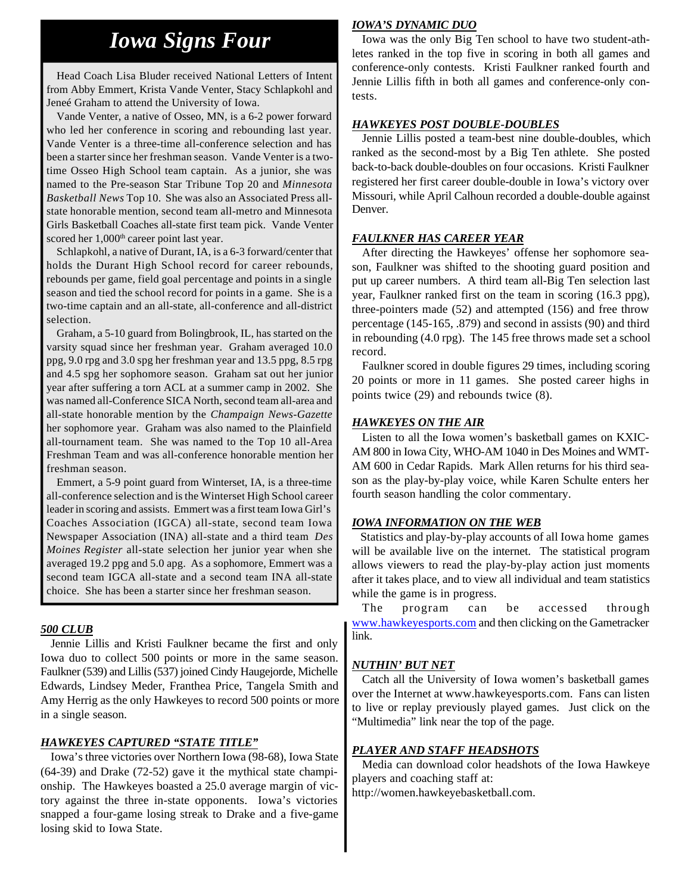# Iowa Signs Four

Head Coach Lisa Bluder received National Letters of Intent from Abby Emmert, Krista Vande Venter, Stacy Schlapkohl and Jeneé Graham to attend the University of Iowa.

Vande Venter, a native of Osseo, MN, is a 6-2 power forward who led her conference in scoring and rebounding last year. Vande Venter is a three-time all-conference selection and has been a starter since her freshman season. Vande Venter is a two-time Osseo High School team captain. As a junior, she was named to the Pre-season Star Tribune Top 20 and *Minnesota Basketball News* Top 10. She was also an Associated Press all-state honorable mention, second team all-metro and Minnesota Girls Basketball Coaches all-state first team pick. Vande Venter scored her 1,000th career point last year.

Schlapkohl, a native of Durant, IA, is a 6-3 forward/center that holds the Durant High School record for career rebounds, rebounds per game, field goal percentage and points in a single season and tied the school record for points in a game. She is a two-time captain and an all-state, all-conference and all-district selection.

Graham, a 5-10 guard from Bolingbrook, IL, has started on the varsity squad since her freshman year. Graham averaged 10.0 ppg, 9.0 rpg and 3.0 spg her freshman year and 13.5 ppg, 8.5 rpg and 4.5 spg her sophomore season. Graham sat out her junior year after suffering a torn ACL at a summer camp in 2002. She was named all-Conference SICA North, second team all-area and all-state honorable mention by the *Champaign News-Gazette* her sophomore year. Graham was also named to the Plainfield all-tournament team. She was named to the Top 10 all-Area Freshman Team and was all-conference honorable mention her freshman season.

Emmert, a 5-9 point guard from Winterset, IA, is a three-time all-conference selection and is the Winterset High School career leader in scoring and assists. Emmert was a first team Iowa Girl's Coaches Association (IGCA) all-state, second team Iowa Newspaper Association (INA) all-state and a third team *Des Moines Register* all-state selection her junior year when she averaged 19.2 ppg and 5.0 apg. As a sophomore, Emmert was a second team IGCA all-state and a second team INA all-state choice. She has been a starter since her freshman season.

### *500 CLUB*

Jennie Lillis and Kristi Faulkner became the first and only Iowa duo to collect 500 points or more in the same season. Faulkner (539) and Lillis (537) joined Cindy Haugejorde, Michelle Edwards, Lindsey Meder, Franthea Price, Tangela Smith and Amy Herrig as the only Hawkeyes to record 500 points or more in a single season.

### *HAWKEYES CAPTURED "STATE TITLE"*

Iowa's three victories over Northern Iowa (98-68), Iowa State (64-39) and Drake (72-52) gave it the mythical state championship. The Hawkeyes boasted a 25.0 average margin of victory against the three in-state opponents. Iowa's victories snapped a four-game losing streak to Drake and a five-game losing skid to Iowa State.

### *IOWA'S DYNAMIC DUO*

Iowa was the only Big Ten school to have two student-athletes ranked in the top five in scoring in both all games and conference-only contests. Kristi Faulkner ranked fourth and Jennie Lillis fifth in both all games and conference-only contests.

### *HAWKEYES POST DOUBLE-DOUBLES*

Jennie Lillis posted a team-best nine double-doubles, which ranked as the second-most by a Big Ten athlete. She posted back-to-back double-doubles on four occasions. Kristi Faulkner registered her first career double-double in Iowa's victory over Missouri, while April Calhoun recorded a double-double against Denver.

### *FAULKNER HAS CAREER YEAR*

After directing the Hawkeyes' offense her sophomore season, Faulkner was shifted to the shooting guard position and put up career numbers. A third team all-Big Ten selection last year, Faulkner ranked first on the team in scoring (16.3 ppg), three-pointers made (52) and attempted (156) and free throw percentage (145-165, .879) and second in assists (90) and third in rebounding (4.0 rpg). The 145 free throws made set a school record.

Faulkner scored in double figures 29 times, including scoring 20 points or more in 11 games. She posted career highs in points twice (29) and rebounds twice (8).

### *HAWKEYES ON THE AIR*

Listen to all the Iowa women's basketball games on KXIC-AM 800 in Iowa City, WHO-AM 1040 in Des Moines and WMT-AM 600 in Cedar Rapids. Mark Allen returns for his third season as the play-by-play voice, while Karen Schulte enters her fourth season handling the color commentary.

### *IOWA INFORMATION ON THE WEB*

Statistics and play-by-play accounts of all Iowa home games will be available live on the internet. The statistical program allows viewers to read the play-by-play action just moments after it takes place, and to view all individual and team statistics while the game is in progress.

The program can be accessed through www.hawkeyesports.com and then clicking on the Gametracker link.

### *NUTHIN' BUT NET*

Catch all the University of Iowa women's basketball games over the Internet at www.hawkeyesports.com. Fans can listen to live or replay previously played games. Just click on the "Multimedia" link near the top of the page.

### *PLAYER AND STAFF HEADSHOTS*

Media can download color headshots of the Iowa Hawkeye players and coaching staff at:
http://women.hawkeyebasketball.com.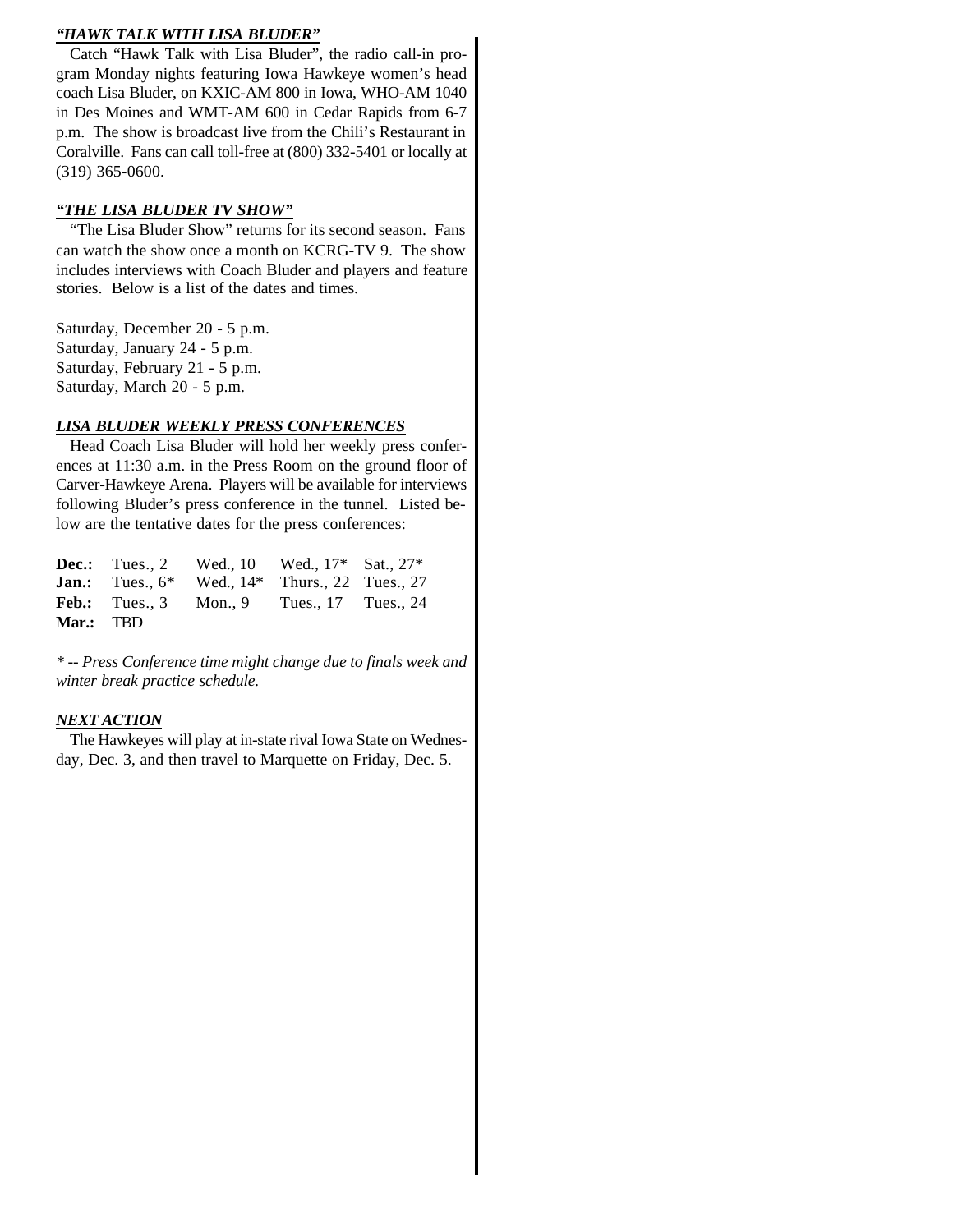### ***"HAWK TALK WITH LISA BLUDER"***

Catch "Hawk Talk with Lisa Bluder", the radio call-in program Monday nights featuring Iowa Hawkeye women's head coach Lisa Bluder, on KXIC-AM 800 in Iowa, WHO-AM 1040 in Des Moines and WMT-AM 600 in Cedar Rapids from 6-7 p.m. The show is broadcast live from the Chili's Restaurant in Coralville. Fans can call toll-free at (800) 332-5401 or locally at (319) 365-0600.

### ***"THE LISA BLUDER TV SHOW"***

"The Lisa Bluder Show" returns for its second season. Fans can watch the show once a month on KCRG-TV 9. The show includes interviews with Coach Bluder and players and feature stories. Below is a list of the dates and times.

Saturday, December 20 - 5 p.m.
Saturday, January 24 - 5 p.m.
Saturday, February 21 - 5 p.m.
Saturday, March 20 - 5 p.m.

### ***LISA BLUDER WEEKLY PRESS CONFERENCES***

Head Coach Lisa Bluder will hold her weekly press conferences at 11:30 a.m. in the Press Room on the ground floor of Carver-Hawkeye Arena. Players will be available for interviews following Bluder's press conference in the tunnel. Listed below are the tentative dates for the press conferences:

| | | | | |
|---|---|---|---|---|
| **Dec.:** | Tues., 2 | Wed., 10 | Wed., 17* | Sat., 27* |
| **Jan.:** | Tues., 6* | Wed., 14* | Thurs., 22 | Tues., 27 |
| **Feb.:** | Tues., 3 | Mon., 9 | Tues., 17 | Tues., 24 |
| **Mar.:** | TBD | | | |

*\* -- Press Conference time might change due to finals week and winter break practice schedule.*

### ***NEXT ACTION***

The Hawkeyes will play at in-state rival Iowa State on Wednesday, Dec. 3, and then travel to Marquette on Friday, Dec. 5.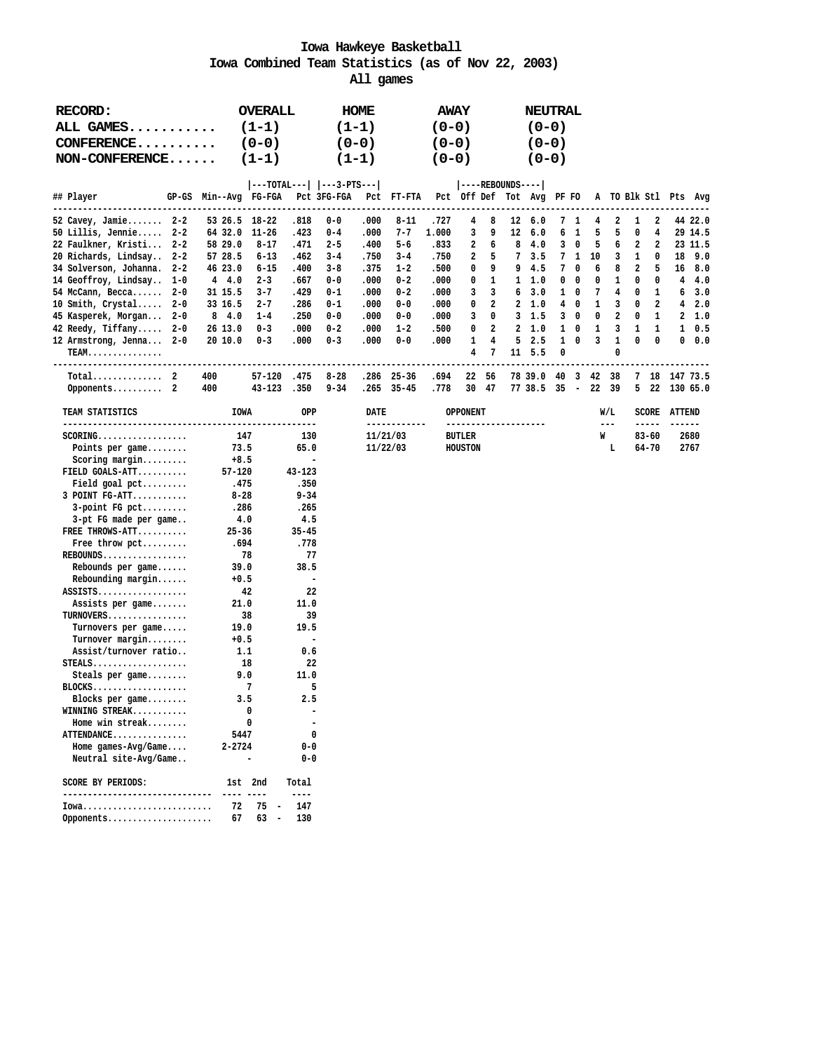# Iowa Hawkeye Basketball
## Iowa Combined Team Statistics (as of Nov 22, 2003)
### All games

| RECORD: | OVERALL | HOME | AWAY | NEUTRAL |
|---|---|---|---|---|
| ALL GAMES........... | (1-1) | (1-1) | (0-0) | (0-0) |
| CONFERENCE.......... | (0-0) | (0-0) | (0-0) | (0-0) |
| NON-CONFERENCE...... | (1-1) | (1-1) | (0-0) | (0-0) |

| ## | Player | GP-GS | Min | Avg | FG-FGA | Pct | 3FG-FGA | Pct | FT-FTA | Pct | Off | Def | Tot | Avg | PF | FO | A | TO | Blk | Stl | Pts | Avg |
|---|---|---|---|---|---|---|---|---|---|---|---|---|---|---|---|---|---|---|---|---|---|---|
| 52 | Cavey, Jamie....... | 2-2 | 53 | 26.5 | 18-22 | .818 | 0-0 | .000 | 8-11 | .727 | 4 | 8 | 12 | 6.0 | 7 | 1 | 4 | 2 | 1 | 2 | 44 | 22.0 |
| 50 | Lillis, Jennie..... | 2-2 | 64 | 32.0 | 11-26 | .423 | 0-4 | .000 | 7-7 | 1.000 | 3 | 9 | 12 | 6.0 | 6 | 1 | 5 | 5 | 0 | 4 | 29 | 14.5 |
| 22 | Faulkner, Kristi... | 2-2 | 58 | 29.0 | 8-17 | .471 | 2-5 | .400 | 5-6 | .833 | 2 | 6 | 8 | 4.0 | 3 | 0 | 5 | 6 | 2 | 2 | 23 | 11.5 |
| 20 | Richards, Lindsay.. | 2-2 | 57 | 28.5 | 6-13 | .462 | 3-4 | .750 | 3-4 | .750 | 2 | 5 | 7 | 3.5 | 7 | 1 | 10 | 3 | 1 | 0 | 18 | 9.0 |
| 34 | Solverson, Johanna. | 2-2 | 46 | 23.0 | 6-15 | .400 | 3-8 | .375 | 1-2 | .500 | 0 | 9 | 9 | 4.5 | 7 | 0 | 6 | 8 | 2 | 5 | 16 | 8.0 |
| 14 | Geoffroy, Lindsay.. | 1-0 | 4 | 4.0 | 2-3 | .667 | 0-0 | .000 | 0-2 | .000 | 0 | 1 | 1 | 1.0 | 0 | 0 | 0 | 1 | 0 | 0 | 4 | 4.0 |
| 54 | McCann, Becca...... | 2-0 | 31 | 15.5 | 3-7 | .429 | 0-1 | .000 | 0-2 | .000 | 3 | 3 | 6 | 3.0 | 1 | 0 | 7 | 4 | 0 | 1 | 6 | 3.0 |
| 10 | Smith, Crystal..... | 2-0 | 33 | 16.5 | 2-7 | .286 | 0-1 | .000 | 0-0 | .000 | 0 | 2 | 2 | 1.0 | 4 | 0 | 1 | 3 | 0 | 2 | 4 | 2.0 |
| 45 | Kasperek, Morgan... | 2-0 | 8 | 4.0 | 1-4 | .250 | 0-0 | .000 | 0-0 | .000 | 3 | 0 | 3 | 1.5 | 3 | 0 | 0 | 2 | 0 | 1 | 2 | 1.0 |
| 42 | Reedy, Tiffany..... | 2-0 | 26 | 13.0 | 0-3 | .000 | 0-2 | .000 | 1-2 | .500 | 0 | 2 | 2 | 1.0 | 1 | 0 | 1 | 3 | 1 | 1 | 1 | 0.5 |
| 12 | Armstrong, Jenna... | 2-0 | 20 | 10.0 | 0-3 | .000 | 0-3 | .000 | 0-0 | .000 | 1 | 4 | 5 | 2.5 | 1 | 0 | 3 | 1 | 0 | 0 | 0 | 0.0 |
| | TEAM............... | | | | | | | | | | 4 | 7 | 11 | 5.5 | 0 | | | 0 | | | | |
| | Total.............. | 2 | 400 | | 57-120 | .475 | 8-28 | .286 | 25-36 | .694 | 22 | 56 | 78 | 39.0 | 40 | 3 | 42 | 38 | 7 | 18 | 147 | 73.5 |
| | Opponents.......... | 2 | 400 | | 43-123 | .350 | 9-34 | .265 | 35-45 | .778 | 30 | 47 | 77 | 38.5 | 35 | - | 22 | 39 | 5 | 22 | 130 | 65.0 |

| TEAM STATISTICS | IOWA | OPP |
|---|---|---|
| SCORING.................. | 147 | 130 |
| Points per game........ | 73.5 | 65.0 |
| Scoring margin......... | +8.5 | - |
| FIELD GOALS-ATT.......... | 57-120 | 43-123 |
| Field goal pct......... | .475 | .350 |
| 3 POINT FG-ATT........... | 8-28 | 9-34 |
| 3-point FG pct......... | .286 | .265 |
| 3-pt FG made per game.. | 4.0 | 4.5 |
| FREE THROWS-ATT.......... | 25-36 | 35-45 |
| Free throw pct......... | .694 | .778 |
| REBOUNDS................. | 78 | 77 |
| Rebounds per game...... | 39.0 | 38.5 |
| Rebounding margin...... | +0.5 | - |
| ASSISTS.................. | 42 | 22 |
| Assists per game....... | 21.0 | 11.0 |
| TURNOVERS................ | 38 | 39 |
| Turnovers per game..... | 19.0 | 19.5 |
| Turnover margin........ | +0.5 | - |
| Assist/turnover ratio.. | 1.1 | 0.6 |
| STEALS................... | 18 | 22 |
| Steals per game........ | 9.0 | 11.0 |
| BLOCKS................... | 7 | 5 |
| Blocks per game........ | 3.5 | 2.5 |
| WINNING STREAK........... | 0 | - |
| Home win streak........ | 0 | - |
| ATTENDANCE............... | 5447 | 0 |
| Home games-Avg/Game.... | 2-2724 | 0-0 |
| Neutral site-Avg/Game.. | - | 0-0 |

| DATE | OPPONENT | W/L | SCORE | ATTEND |
|---|---|---|---|---|
| 11/21/03 | BUTLER | W | 83-60 | 2680 |
| 11/22/03 | HOUSTON | L | 64-70 | 2767 |

| SCORE BY PERIODS: | 1st | 2nd | | Total |
|---|---|---|---|---|
| Iowa......................... | 72 | 75 | - | 147 |
| Opponents.................... | 67 | 63 | - | 130 |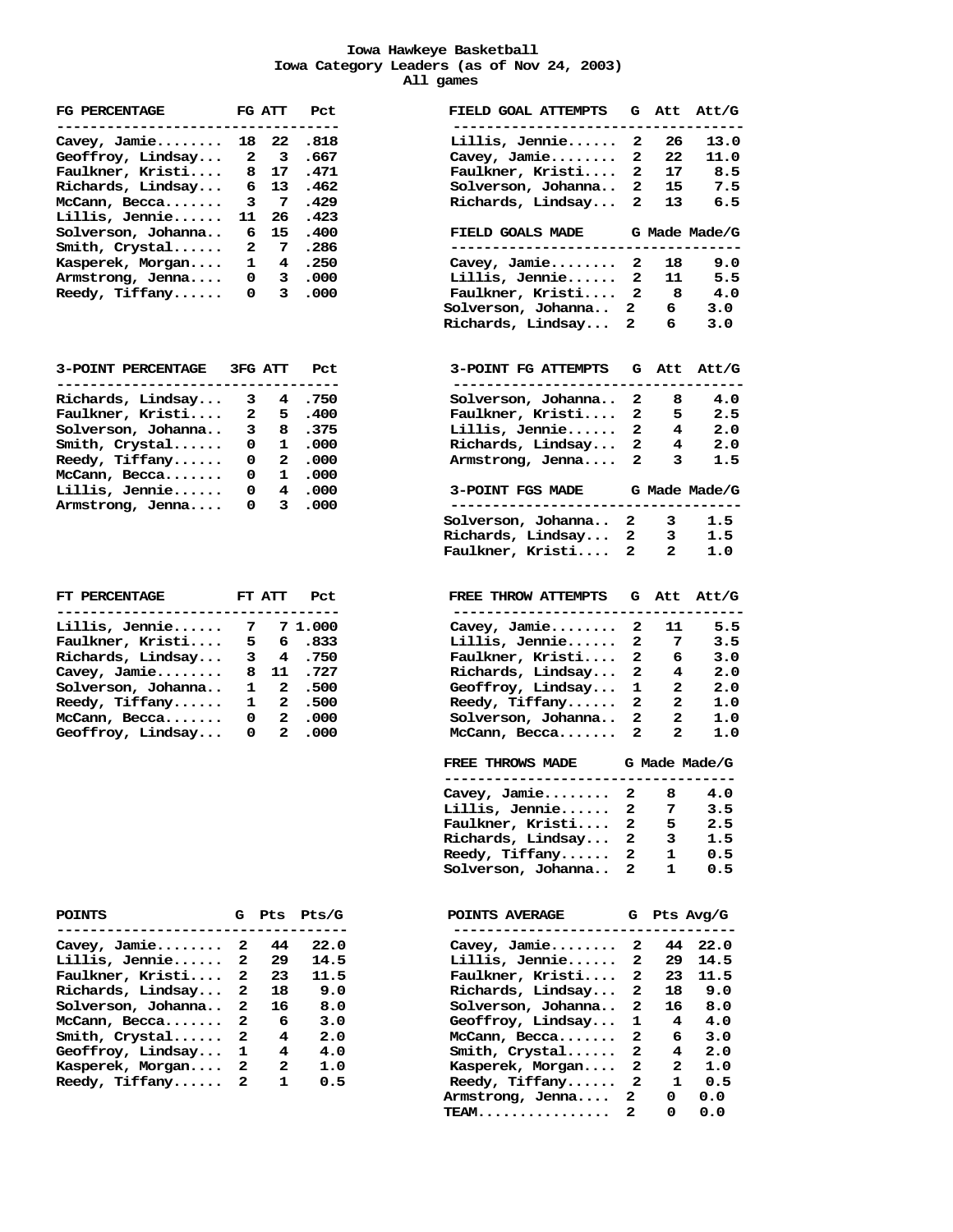# Iowa Hawkeye Basketball
## Iowa Category Leaders (as of Nov 24, 2003)
### All games

**FG PERCENTAGE**

| | FG | ATT | Pct |
|---|---|---|---|
| Cavey, Jamie........ | 18 | 22 | .818 |
| Geoffroy, Lindsay... | 2 | 3 | .667 |
| Faulkner, Kristi.... | 8 | 17 | .471 |
| Richards, Lindsay... | 6 | 13 | .462 |
| McCann, Becca....... | 3 | 7 | .429 |
| Lillis, Jennie...... | 11 | 26 | .423 |
| Solverson, Johanna.. | 6 | 15 | .400 |
| Smith, Crystal...... | 2 | 7 | .286 |
| Kasperek, Morgan.... | 1 | 4 | .250 |
| Armstrong, Jenna.... | 0 | 3 | .000 |
| Reedy, Tiffany...... | 0 | 3 | .000 |

**FIELD GOAL ATTEMPTS**

| | G | Att | Att/G |
|---|---|---|---|
| Lillis, Jennie...... | 2 | 26 | 13.0 |
| Cavey, Jamie........ | 2 | 22 | 11.0 |
| Faulkner, Kristi.... | 2 | 17 | 8.5 |
| Solverson, Johanna.. | 2 | 15 | 7.5 |
| Richards, Lindsay... | 2 | 13 | 6.5 |

**FIELD GOALS MADE**

| | G | Made | Made/G |
|---|---|---|---|
| Cavey, Jamie........ | 2 | 18 | 9.0 |
| Lillis, Jennie...... | 2 | 11 | 5.5 |
| Faulkner, Kristi.... | 2 | 8 | 4.0 |
| Solverson, Johanna.. | 2 | 6 | 3.0 |
| Richards, Lindsay... | 2 | 6 | 3.0 |

**3-POINT PERCENTAGE**

| | 3FG | ATT | Pct |
|---|---|---|---|
| Richards, Lindsay... | 3 | 4 | .750 |
| Faulkner, Kristi.... | 2 | 5 | .400 |
| Solverson, Johanna.. | 3 | 8 | .375 |
| Smith, Crystal...... | 0 | 1 | .000 |
| Reedy, Tiffany...... | 0 | 2 | .000 |
| McCann, Becca....... | 0 | 1 | .000 |
| Lillis, Jennie...... | 0 | 4 | .000 |
| Armstrong, Jenna.... | 0 | 3 | .000 |

**3-POINT FG ATTEMPTS**

| | G | Att | Att/G |
|---|---|---|---|
| Solverson, Johanna.. | 2 | 8 | 4.0 |
| Faulkner, Kristi.... | 2 | 5 | 2.5 |
| Lillis, Jennie...... | 2 | 4 | 2.0 |
| Richards, Lindsay... | 2 | 4 | 2.0 |
| Armstrong, Jenna.... | 2 | 3 | 1.5 |

**3-POINT FGS MADE**

| | G | Made | Made/G |
|---|---|---|---|
| Solverson, Johanna.. | 2 | 3 | 1.5 |
| Richards, Lindsay... | 2 | 3 | 1.5 |
| Faulkner, Kristi.... | 2 | 2 | 1.0 |

**FT PERCENTAGE**

| | FT | ATT | Pct |
|---|---|---|---|
| Lillis, Jennie...... | 7 | 7 | 1.000 |
| Faulkner, Kristi.... | 5 | 6 | .833 |
| Richards, Lindsay... | 3 | 4 | .750 |
| Cavey, Jamie........ | 8 | 11 | .727 |
| Solverson, Johanna.. | 1 | 2 | .500 |
| Reedy, Tiffany...... | 1 | 2 | .500 |
| McCann, Becca....... | 0 | 2 | .000 |
| Geoffroy, Lindsay... | 0 | 2 | .000 |

**FREE THROW ATTEMPTS**

| | G | Att | Att/G |
|---|---|---|---|
| Cavey, Jamie........ | 2 | 11 | 5.5 |
| Lillis, Jennie...... | 2 | 7 | 3.5 |
| Faulkner, Kristi.... | 2 | 6 | 3.0 |
| Richards, Lindsay... | 2 | 4 | 2.0 |
| Geoffroy, Lindsay... | 1 | 2 | 2.0 |
| Reedy, Tiffany...... | 2 | 2 | 1.0 |
| Solverson, Johanna.. | 2 | 2 | 1.0 |
| McCann, Becca....... | 2 | 2 | 1.0 |

**FREE THROWS MADE**

| | G | Made | Made/G |
|---|---|---|---|
| Cavey, Jamie........ | 2 | 8 | 4.0 |
| Lillis, Jennie...... | 2 | 7 | 3.5 |
| Faulkner, Kristi.... | 2 | 5 | 2.5 |
| Richards, Lindsay... | 2 | 3 | 1.5 |
| Reedy, Tiffany...... | 2 | 1 | 0.5 |
| Solverson, Johanna.. | 2 | 1 | 0.5 |

**POINTS**

| | G | Pts | Pts/G |
|---|---|---|---|
| Cavey, Jamie........ | 2 | 44 | 22.0 |
| Lillis, Jennie...... | 2 | 29 | 14.5 |
| Faulkner, Kristi.... | 2 | 23 | 11.5 |
| Richards, Lindsay... | 2 | 18 | 9.0 |
| Solverson, Johanna.. | 2 | 16 | 8.0 |
| McCann, Becca....... | 2 | 6 | 3.0 |
| Smith, Crystal...... | 2 | 4 | 2.0 |
| Geoffroy, Lindsay... | 1 | 4 | 4.0 |
| Kasperek, Morgan.... | 2 | 2 | 1.0 |
| Reedy, Tiffany...... | 2 | 1 | 0.5 |

**POINTS AVERAGE**

| | G | Pts | Avg/G |
|---|---|---|---|
| Cavey, Jamie........ | 2 | 44 | 22.0 |
| Lillis, Jennie...... | 2 | 29 | 14.5 |
| Faulkner, Kristi.... | 2 | 23 | 11.5 |
| Richards, Lindsay... | 2 | 18 | 9.0 |
| Solverson, Johanna.. | 2 | 16 | 8.0 |
| Geoffroy, Lindsay... | 1 | 4 | 4.0 |
| McCann, Becca....... | 2 | 6 | 3.0 |
| Smith, Crystal...... | 2 | 4 | 2.0 |
| Kasperek, Morgan.... | 2 | 2 | 1.0 |
| Reedy, Tiffany...... | 2 | 1 | 0.5 |
| Armstrong, Jenna.... | 2 | 0 | 0.0 |
| TEAM................ | 2 | 0 | 0.0 |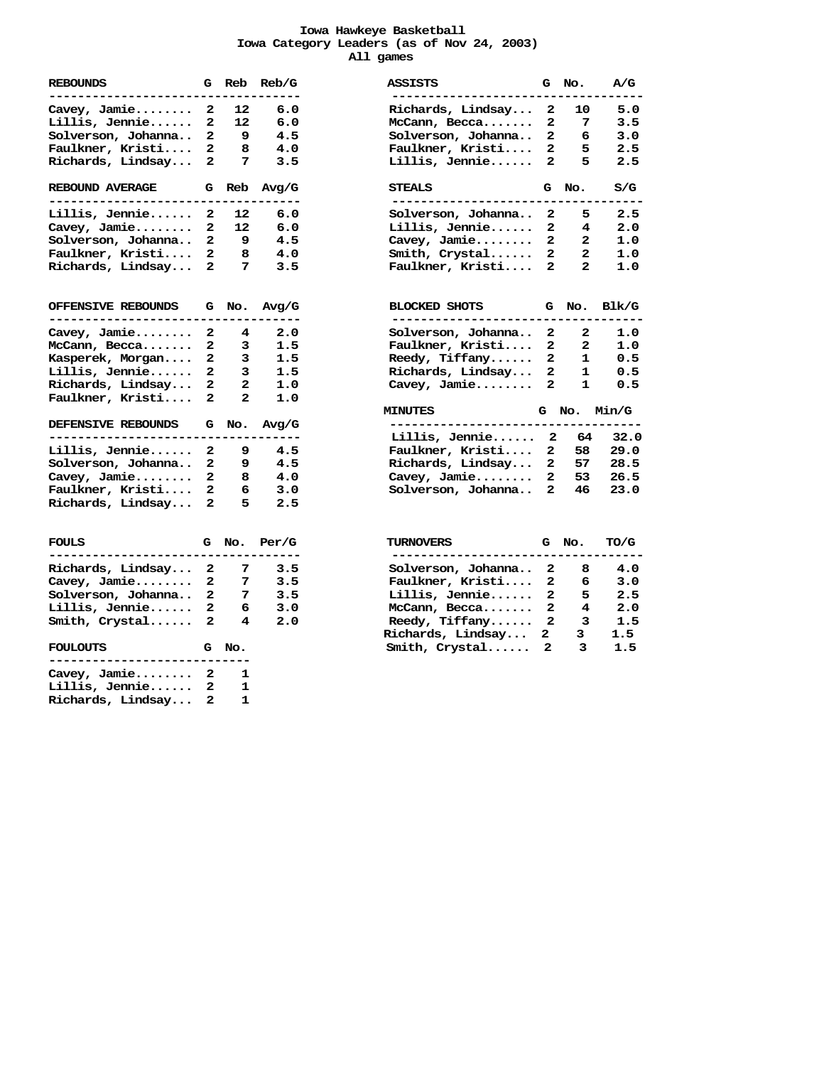# Iowa Hawkeye Basketball

## Iowa Category Leaders (as of Nov 24, 2003)

### All games

| REBOUNDS | G | Reb | Reb/G |
|---|---|---|---|
| Cavey, Jamie | 2 | 12 | 6.0 |
| Lillis, Jennie | 2 | 12 | 6.0 |
| Solverson, Johanna | 2 | 9 | 4.5 |
| Faulkner, Kristi | 2 | 8 | 4.0 |
| Richards, Lindsay | 2 | 7 | 3.5 |

| ASSISTS | G | No. | A/G |
|---|---|---|---|
| Richards, Lindsay | 2 | 10 | 5.0 |
| McCann, Becca | 2 | 7 | 3.5 |
| Solverson, Johanna | 2 | 6 | 3.0 |
| Faulkner, Kristi | 2 | 5 | 2.5 |
| Lillis, Jennie | 2 | 5 | 2.5 |

| REBOUND AVERAGE | G | Reb | Avg/G |
|---|---|---|---|
| Lillis, Jennie | 2 | 12 | 6.0 |
| Cavey, Jamie | 2 | 12 | 6.0 |
| Solverson, Johanna | 2 | 9 | 4.5 |
| Faulkner, Kristi | 2 | 8 | 4.0 |
| Richards, Lindsay | 2 | 7 | 3.5 |

| STEALS | G | No. | S/G |
|---|---|---|---|
| Solverson, Johanna | 2 | 5 | 2.5 |
| Lillis, Jennie | 2 | 4 | 2.0 |
| Cavey, Jamie | 2 | 2 | 1.0 |
| Smith, Crystal | 2 | 2 | 1.0 |
| Faulkner, Kristi | 2 | 2 | 1.0 |

| OFFENSIVE REBOUNDS | G | No. | Avg/G |
|---|---|---|---|
| Cavey, Jamie | 2 | 4 | 2.0 |
| McCann, Becca | 2 | 3 | 1.5 |
| Kasperek, Morgan | 2 | 3 | 1.5 |
| Lillis, Jennie | 2 | 3 | 1.5 |
| Richards, Lindsay | 2 | 2 | 1.0 |
| Faulkner, Kristi | 2 | 2 | 1.0 |

| BLOCKED SHOTS | G | No. | Blk/G |
|---|---|---|---|
| Solverson, Johanna | 2 | 2 | 1.0 |
| Faulkner, Kristi | 2 | 2 | 1.0 |
| Reedy, Tiffany | 2 | 1 | 0.5 |
| Richards, Lindsay | 2 | 1 | 0.5 |
| Cavey, Jamie | 2 | 1 | 0.5 |

| DEFENSIVE REBOUNDS | G | No. | Avg/G |
|---|---|---|---|
| Lillis, Jennie | 2 | 9 | 4.5 |
| Solverson, Johanna | 2 | 9 | 4.5 |
| Cavey, Jamie | 2 | 8 | 4.0 |
| Faulkner, Kristi | 2 | 6 | 3.0 |
| Richards, Lindsay | 2 | 5 | 2.5 |

| MINUTES | G | No. | Min/G |
|---|---|---|---|
| Lillis, Jennie | 2 | 64 | 32.0 |
| Faulkner, Kristi | 2 | 58 | 29.0 |
| Richards, Lindsay | 2 | 57 | 28.5 |
| Cavey, Jamie | 2 | 53 | 26.5 |
| Solverson, Johanna | 2 | 46 | 23.0 |

| FOULS | G | No. | Per/G |
|---|---|---|---|
| Richards, Lindsay | 2 | 7 | 3.5 |
| Cavey, Jamie | 2 | 7 | 3.5 |
| Solverson, Johanna | 2 | 7 | 3.5 |
| Lillis, Jennie | 2 | 6 | 3.0 |
| Smith, Crystal | 2 | 4 | 2.0 |

| TURNOVERS | G | No. | TO/G |
|---|---|---|---|
| Solverson, Johanna | 2 | 8 | 4.0 |
| Faulkner, Kristi | 2 | 6 | 3.0 |
| Lillis, Jennie | 2 | 5 | 2.5 |
| McCann, Becca | 2 | 4 | 2.0 |
| Reedy, Tiffany | 2 | 3 | 1.5 |
| Richards, Lindsay | 2 | 3 | 1.5 |
| Smith, Crystal | 2 | 3 | 1.5 |

| FOULOUTS | G | No. |
|---|---|---|
| Cavey, Jamie | 2 | 1 |
| Lillis, Jennie | 2 | 1 |
| Richards, Lindsay | 2 | 1 |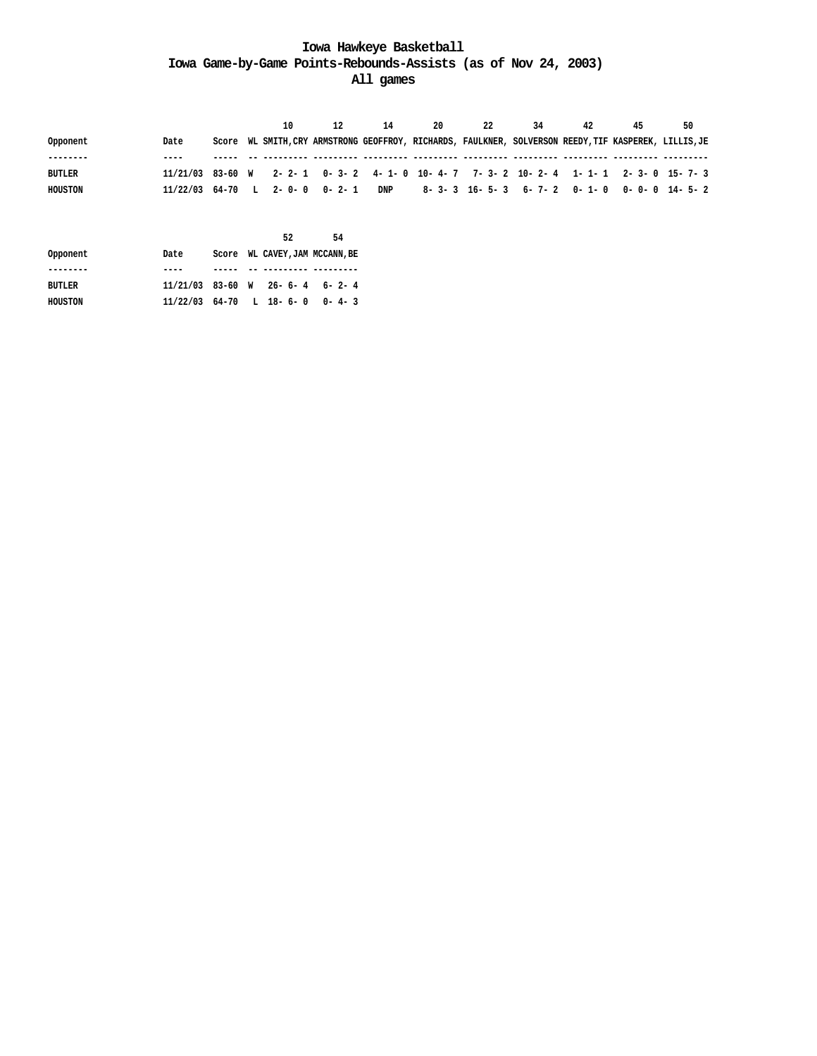# Iowa Hawkeye Basketball
## Iowa Game-by-Game Points-Rebounds-Assists (as of Nov 24, 2003)
### All games

| | | | | 10 | 12 | 14 | 20 | 22 | 34 | 42 | 45 | 50 |
|---|---|---|---|---|---|---|---|---|---|---|---|---|
| Opponent | Date | Score | WL | SMITH,CRY | ARMSTRONG | GEOFFROY, | RICHARDS, | FAULKNER, | SOLVERSON | REEDY,TIF | KASPEREK, | LILLIS,JE |
| -------- | ---- | ----- | -- | --------- | --------- | --------- | --------- | --------- | --------- | --------- | --------- | --------- |
| BUTLER | 11/21/03 | 83-60 | W | 2- 2- 1 | 0- 3- 2 | 4- 1- 0 | 10- 4- 7 | 7- 3- 2 | 10- 2- 4 | 1- 1- 1 | 2- 3- 0 | 15- 7- 3 |
| HOUSTON | 11/22/03 | 64-70 | L | 2- 0- 0 | 0- 2- 1 | DNP | 8- 3- 3 | 16- 5- 3 | 6- 7- 2 | 0- 1- 0 | 0- 0- 0 | 14- 5- 2 |

| | | | | 52 | 54 |
|---|---|---|---|---|---|
| Opponent | Date | Score | WL | CAVEY,JAM | MCCANN,BE |
| -------- | ---- | ----- | -- | --------- | --------- |
| BUTLER | 11/21/03 | 83-60 | W | 26- 6- 4 | 6- 2- 4 |
| HOUSTON | 11/22/03 | 64-70 | L | 18- 6- 0 | 0- 4- 3 |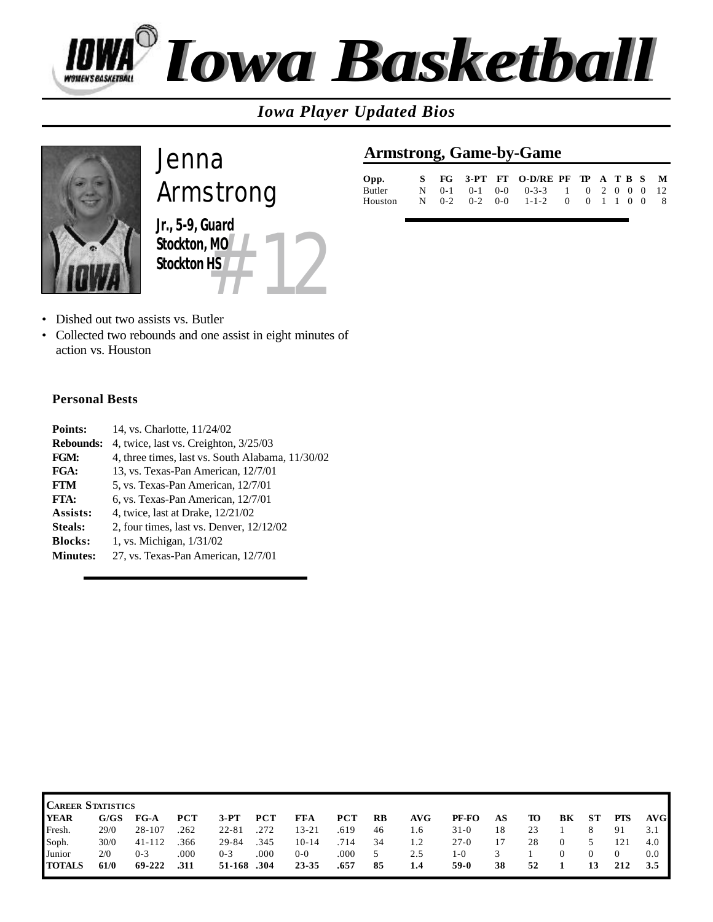# Iowa Basketball

*Iowa Player Updated Bios*

## Jenna Armstrong

**Jr., 5-9, Guard**
**Stockton, MO**
**Stockton HS**
#12

## Armstrong, Game-by-Game

| Opp. | S | FG | 3-PT | FT | O-D/RE | PF | TP | A | T | B | S | M |
|---|---|---|---|---|---|---|---|---|---|---|---|---|
| Butler | N | 0-1 | 0-1 | 0-0 | 0-3-3 | 1 | 0 | 2 | 0 | 0 | 0 | 12 |
| Houston | N | 0-2 | 0-2 | 0-0 | 1-1-2 | 0 | 0 | 1 | 1 | 0 | 0 | 8 |

- Dished out two assists vs. Butler
- Collected two rebounds and one assist in eight minutes of action vs. Houston

### Personal Bests

| | |
|---|---|
| **Points:** | 14, vs. Charlotte, 11/24/02 |
| **Rebounds:** | 4, twice, last vs. Creighton, 3/25/03 |
| **FGM:** | 4, three times, last vs. South Alabama, 11/30/02 |
| **FGA:** | 13, vs. Texas-Pan American, 12/7/01 |
| **FTM** | 5, vs. Texas-Pan American, 12/7/01 |
| **FTA:** | 6, vs. Texas-Pan American, 12/7/01 |
| **Assists:** | 4, twice, last at Drake, 12/21/02 |
| **Steals:** | 2, four times, last vs. Denver, 12/12/02 |
| **Blocks:** | 1, vs. Michigan, 1/31/02 |
| **Minutes:** | 27, vs. Texas-Pan American, 12/7/01 |

**Career Statistics**

| YEAR | G/GS | FG-A | PCT | 3-PT | PCT | FT-A | PCT | RB | AVG | PF-FO | AS | TO | BK | ST | PTS | AVG |
|---|---|---|---|---|---|---|---|---|---|---|---|---|---|---|---|---|
| Fresh. | 29/0 | 28-107 | .262 | 22-81 | .272 | 13-21 | .619 | 46 | 1.6 | 31-0 | 18 | 23 | 1 | 8 | 91 | 3.1 |
| Soph. | 30/0 | 41-112 | .366 | 29-84 | .345 | 10-14 | .714 | 34 | 1.2 | 27-0 | 17 | 28 | 0 | 5 | 121 | 4.0 |
| Junior | 2/0 | 0-3 | .000 | 0-3 | .000 | 0-0 | .000 | 5 | 2.5 | 1-0 | 3 | 1 | 0 | 0 | 0 | 0.0 |
| **TOTALS** | **61/0** | **69-222** | **.311** | **51-168** | **.304** | **23-35** | **.657** | **85** | **1.4** | **59-0** | **38** | **52** | **1** | **13** | **212** | **3.5** |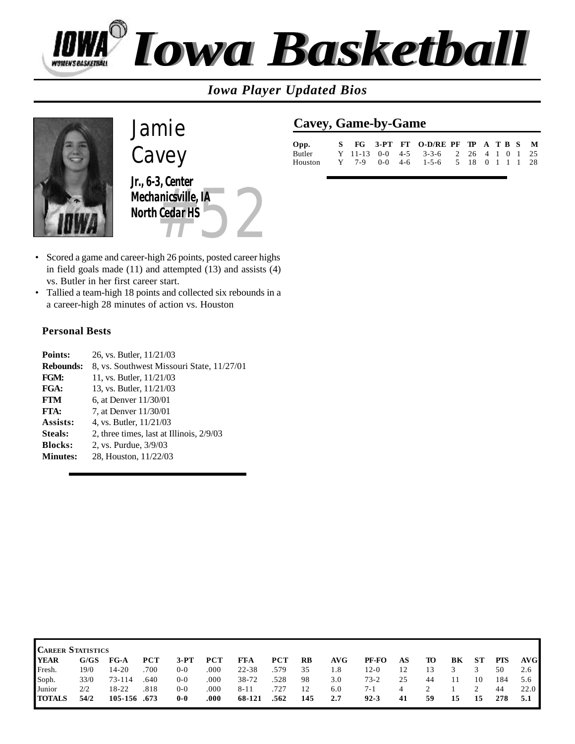# Iowa Basketball

*Iowa Player Updated Bios*

## Jamie Cavey

**Jr., 6-3, Center**
**Mechanicsville, IA**
**North Cedar HS**

#52

- Scored a game and career-high 26 points, posted career highs in field goals made (11) and attempted (13) and assists (4) vs. Butler in her first career start.
- Tallied a team-high 18 points and collected six rebounds in a a career-high 28 minutes of action vs. Houston

### Personal Bests

| | |
|---|---|
| **Points:** | 26, vs. Butler, 11/21/03 |
| **Rebounds:** | 8, vs. Southwest Missouri State, 11/27/01 |
| **FGM:** | 11, vs. Butler, 11/21/03 |
| **FGA:** | 13, vs. Butler, 11/21/03 |
| **FTM** | 6, at Denver 11/30/01 |
| **FTA:** | 7, at Denver 11/30/01 |
| **Assists:** | 4, vs. Butler, 11/21/03 |
| **Steals:** | 2, three times, last at Illinois, 2/9/03 |
| **Blocks:** | 2, vs. Purdue, 3/9/03 |
| **Minutes:** | 28, Houston, 11/22/03 |

## Cavey, Game-by-Game

| Opp. | S | FG | 3-PT | FT | O-D/RE | PF | TP | A | T | B | S | M |
|---|---|---|---|---|---|---|---|---|---|---|---|---|
| Butler | Y | 11-13 | 0-0 | 4-5 | 3-3-6 | 2 | 26 | 4 | 1 | 0 | 1 | 25 |
| Houston | Y | 7-9 | 0-0 | 4-6 | 1-5-6 | 5 | 18 | 0 | 1 | 1 | 1 | 28 |

**Career Statistics**

| YEAR | G/GS | FG-A | PCT | 3-PT | PCT | FT-A | PCT | RB | AVG | PF-FO | AS | TO | BK | ST | PTS | AVG |
|---|---|---|---|---|---|---|---|---|---|---|---|---|---|---|---|---|
| Fresh. | 19/0 | 14-20 | .700 | 0-0 | .000 | 22-38 | .579 | 35 | 1.8 | 12-0 | 12 | 13 | 3 | 3 | 50 | 2.6 |
| Soph. | 33/0 | 73-114 | .640 | 0-0 | .000 | 38-72 | .528 | 98 | 3.0 | 73-2 | 25 | 44 | 11 | 10 | 184 | 5.6 |
| Junior | 2/2 | 18-22 | .818 | 0-0 | .000 | 8-11 | .727 | 12 | 6.0 | 7-1 | 4 | 2 | 1 | 2 | 44 | 22.0 |
| **TOTALS** | **54/2** | **105-156** | **.673** | **0-0** | **.000** | **68-121** | **.562** | **145** | **2.7** | **92-3** | **41** | **59** | **15** | **15** | **278** | **5.1** |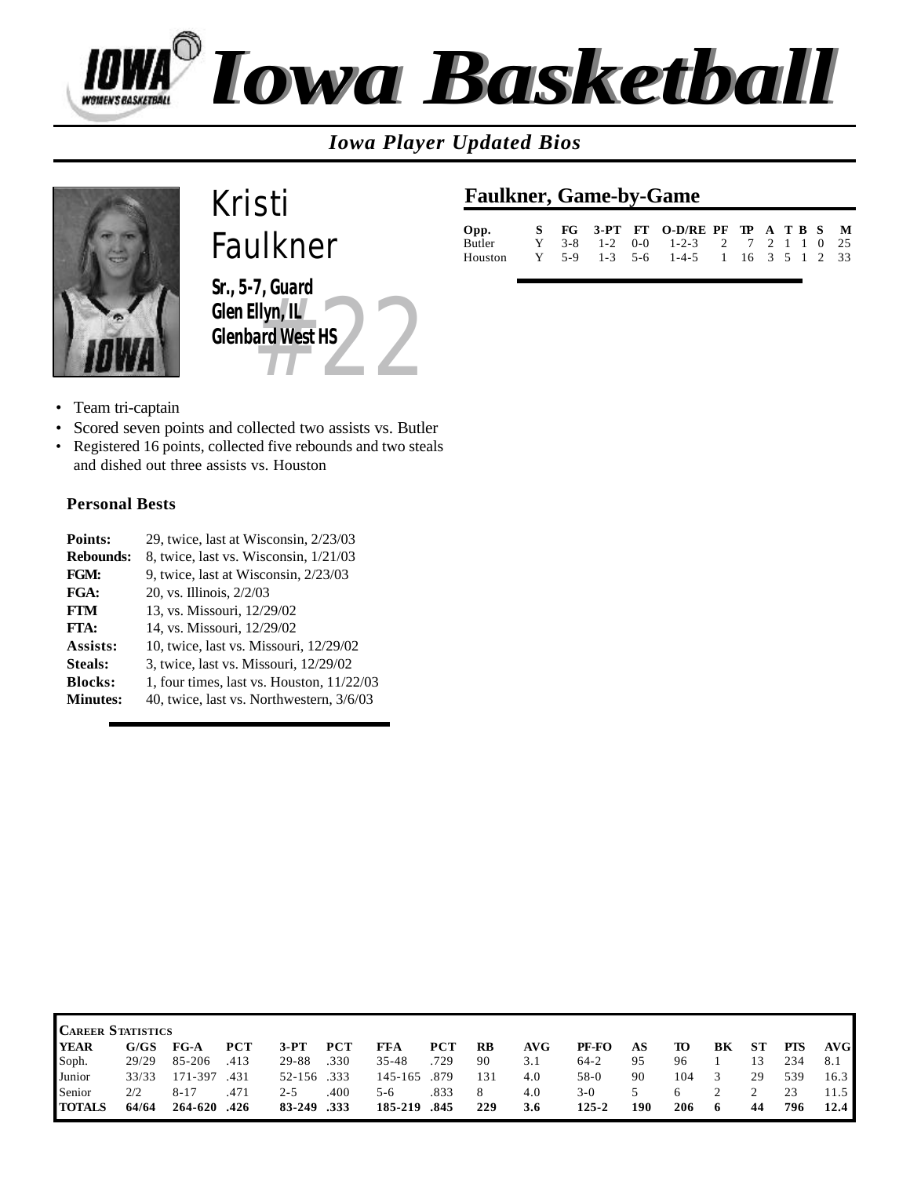# Iowa Basketball

*Iowa Player Updated Bios*

## Kristi Faulkner

**Sr., 5-7, Guard**
**Glen Ellyn, IL**
**Glenbard West HS**
#22

- Team tri-captain
- Scored seven points and collected two assists vs. Butler
- Registered 16 points, collected five rebounds and two steals and dished out three assists vs. Houston

### Personal Bests

| | |
|---|---|
| **Points:** | 29, twice, last at Wisconsin, 2/23/03 |
| **Rebounds:** | 8, twice, last vs. Wisconsin, 1/21/03 |
| **FGM:** | 9, twice, last at Wisconsin, 2/23/03 |
| **FGA:** | 20, vs. Illinois, 2/2/03 |
| **FTM** | 13, vs. Missouri, 12/29/02 |
| **FTA:** | 14, vs. Missouri, 12/29/02 |
| **Assists:** | 10, twice, last vs. Missouri, 12/29/02 |
| **Steals:** | 3, twice, last vs. Missouri, 12/29/02 |
| **Blocks:** | 1, four times, last vs. Houston, 11/22/03 |
| **Minutes:** | 40, twice, last vs. Northwestern, 3/6/03 |

### Faulkner, Game-by-Game

| Opp. | S | FG | 3-PT | FT | O-D/RE | PF | TP | A | T | B | S | M |
|---|---|---|---|---|---|---|---|---|---|---|---|---|
| Butler | Y | 3-8 | 1-2 | 0-0 | 1-2-3 | 2 | 7 | 2 | 1 | 1 | 0 | 25 |
| Houston | Y | 5-9 | 1-3 | 5-6 | 1-4-5 | 1 | 16 | 3 | 5 | 1 | 2 | 33 |

### Career Statistics

| YEAR | G/GS | FG-A | PCT | 3-PT | PCT | FT-A | PCT | RB | AVG | PF-FO | AS | TO | BK | ST | PTS | AVG |
|---|---|---|---|---|---|---|---|---|---|---|---|---|---|---|---|---|
| Soph. | 29/29 | 85-206 | .413 | 29-88 | .330 | 35-48 | .729 | 90 | 3.1 | 64-2 | 95 | 96 | 1 | 13 | 234 | 8.1 |
| Junior | 33/33 | 171-397 | .431 | 52-156 | .333 | 145-165 | .879 | 131 | 4.0 | 58-0 | 90 | 104 | 3 | 29 | 539 | 16.3 |
| Senior | 2/2 | 8-17 | .471 | 2-5 | .400 | 5-6 | .833 | 8 | 4.0 | 3-0 | 5 | 6 | 2 | 2 | 23 | 11.5 |
| **TOTALS** | **64/64** | **264-620** | **.426** | **83-249** | **.333** | **185-219** | **.845** | **229** | **3.6** | **125-2** | **190** | **206** | **6** | **44** | **796** | **12.4** |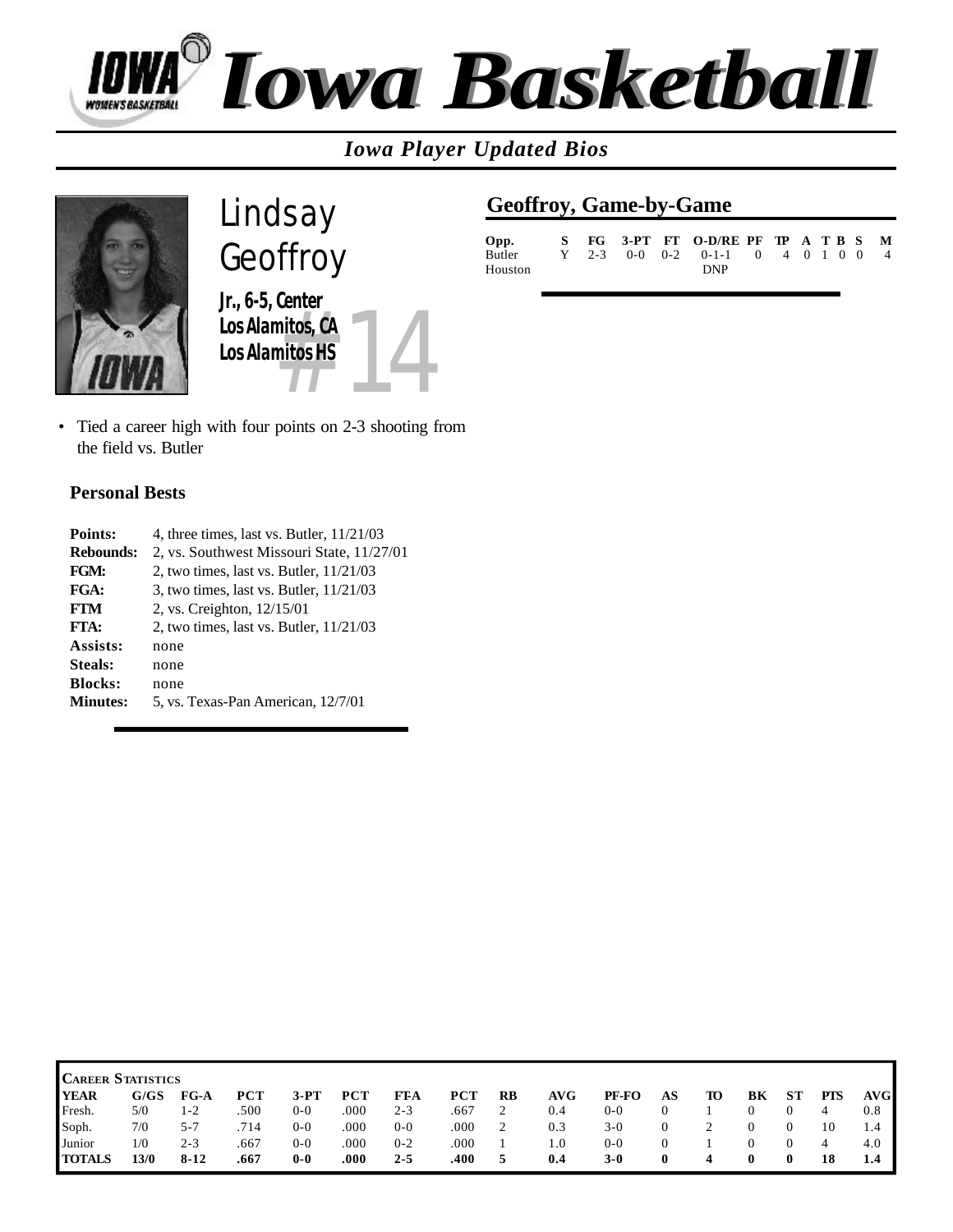# Iowa Basketball

*Iowa Player Updated Bios*

## Lindsay Geoffroy

**Jr., 6-5, Center**
**Los Alamitos, CA**
**Los Alamitos HS**

#14

- Tied a career high with four points on 2-3 shooting from the field vs. Butler

### Personal Bests

| | |
|---|---|
| **Points:** | 4, three times, last vs. Butler, 11/21/03 |
| **Rebounds:** | 2, vs. Southwest Missouri State, 11/27/01 |
| **FGM:** | 2, two times, last vs. Butler, 11/21/03 |
| **FGA:** | 3, two times, last vs. Butler, 11/21/03 |
| **FTM** | 2, vs. Creighton, 12/15/01 |
| **FTA:** | 2, two times, last vs. Butler, 11/21/03 |
| **Assists:** | none |
| **Steals:** | none |
| **Blocks:** | none |
| **Minutes:** | 5, vs. Texas-Pan American, 12/7/01 |

## Geoffroy, Game-by-Game

| Opp. | S | FG | 3-PT | FT | O-D/RE | PF | TP | A | T | B | S | M |
|---|---|---|---|---|---|---|---|---|---|---|---|---|
| Butler | Y | 2-3 | 0-0 | 0-2 | 0-1-1 | 0 | 4 | 0 | 1 | 0 | 0 | 4 |
| Houston | | | | | DNP | | | | | | | |

### Career Statistics

| YEAR | G/GS | FG-A | PCT | 3-PT | PCT | FT-A | PCT | RB | AVG | PF-FO | AS | TO | BK | ST | PTS | AVG |
|---|---|---|---|---|---|---|---|---|---|---|---|---|---|---|---|---|
| Fresh. | 5/0 | 1-2 | .500 | 0-0 | .000 | 2-3 | .667 | 2 | 0.4 | 0-0 | 0 | 1 | 0 | 0 | 4 | 0.8 |
| Soph. | 7/0 | 5-7 | .714 | 0-0 | .000 | 0-0 | .000 | 2 | 0.3 | 3-0 | 0 | 2 | 0 | 0 | 10 | 1.4 |
| Junior | 1/0 | 2-3 | .667 | 0-0 | .000 | 0-2 | .000 | 1 | 1.0 | 0-0 | 0 | 1 | 0 | 0 | 4 | 4.0 |
| **TOTALS** | **13/0** | **8-12** | **.667** | **0-0** | **.000** | **2-5** | **.400** | **5** | **0.4** | **3-0** | **0** | **4** | **0** | **0** | **18** | **1.4** |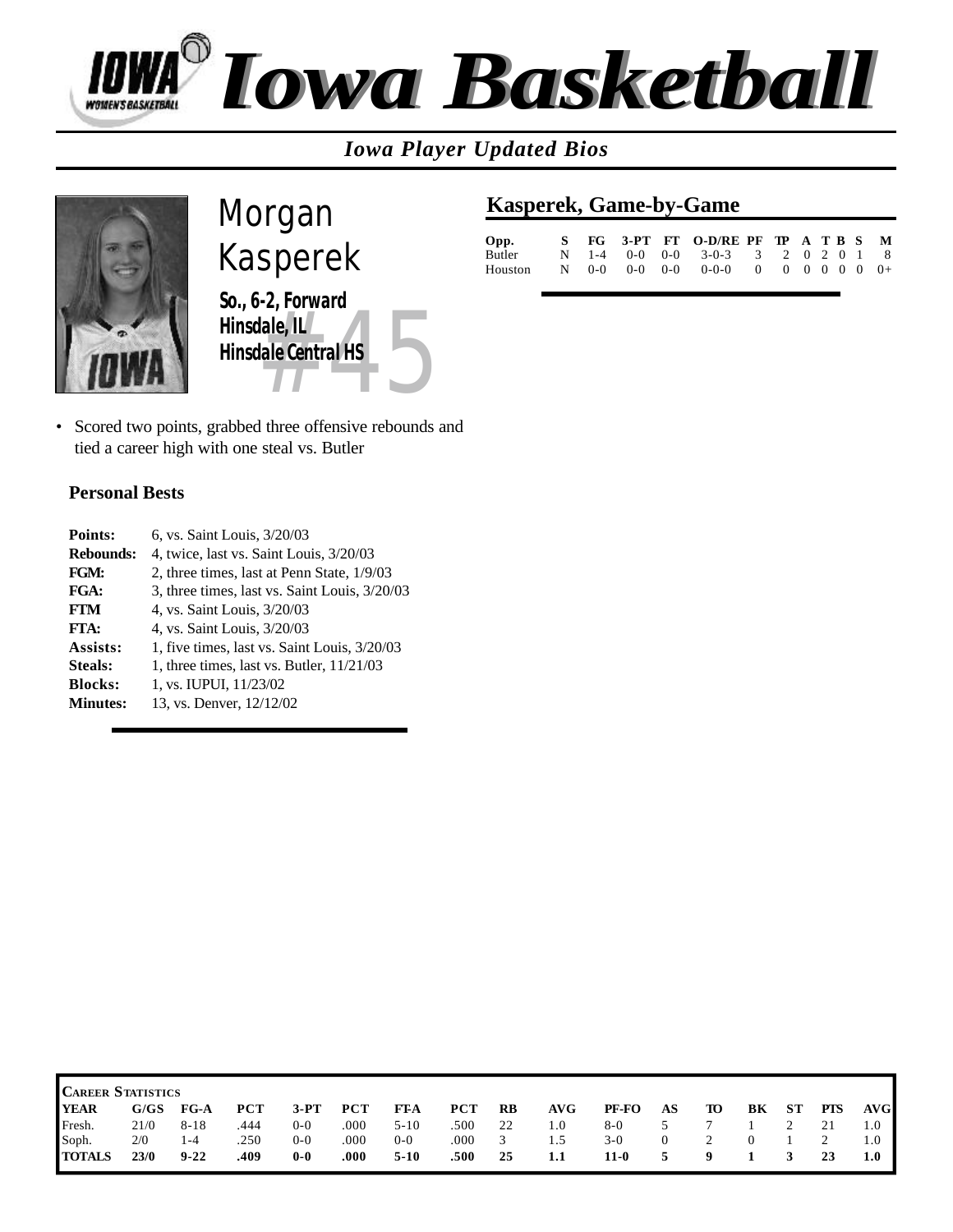# Iowa Basketball

*Iowa Player Updated Bios*

## Morgan Kasperek

**So., 6-2, Forward**
**Hinsdale, IL**
**Hinsdale Central HS**

#45

- Scored two points, grabbed three offensive rebounds and tied a career high with one steal vs. Butler

### Personal Bests

| | |
|---|---|
| **Points:** | 6, vs. Saint Louis, 3/20/03 |
| **Rebounds:** | 4, twice, last vs. Saint Louis, 3/20/03 |
| **FGM:** | 2, three times, last at Penn State, 1/9/03 |
| **FGA:** | 3, three times, last vs. Saint Louis, 3/20/03 |
| **FTM** | 4, vs. Saint Louis, 3/20/03 |
| **FTA:** | 4, vs. Saint Louis, 3/20/03 |
| **Assists:** | 1, five times, last vs. Saint Louis, 3/20/03 |
| **Steals:** | 1, three times, last vs. Butler, 11/21/03 |
| **Blocks:** | 1, vs. IUPUI, 11/23/02 |
| **Minutes:** | 13, vs. Denver, 12/12/02 |

## Kasperek, Game-by-Game

| Opp. | S | FG | 3-PT | FT | O-D/RE | PF | TP | A | T | B | S | M |
|---|---|---|---|---|---|---|---|---|---|---|---|---|
| Butler | N | 1-4 | 0-0 | 0-0 | 3-0-3 | 3 | 2 | 0 | 2 | 0 | 1 | 8 |
| Houston | N | 0-0 | 0-0 | 0-0 | 0-0-0 | 0 | 0 | 0 | 0 | 0 | 0 | 0+ |

**Career Statistics**

| YEAR | G/GS | FG-A | PCT | 3-PT | PCT | FT-A | PCT | RB | AVG | PF-FO | AS | TO | BK | ST | PTS | AVG |
|---|---|---|---|---|---|---|---|---|---|---|---|---|---|---|---|---|
| Fresh. | 21/0 | 8-18 | .444 | 0-0 | .000 | 5-10 | .500 | 22 | 1.0 | 8-0 | 5 | 7 | 1 | 2 | 21 | 1.0 |
| Soph. | 2/0 | 1-4 | .250 | 0-0 | .000 | 0-0 | .000 | 3 | 1.5 | 3-0 | 0 | 2 | 0 | 1 | 2 | 1.0 |
| **TOTALS** | **23/0** | **9-22** | **.409** | **0-0** | **.000** | **5-10** | **.500** | **25** | **1.1** | **11-0** | **5** | **9** | **1** | **3** | **23** | **1.0** |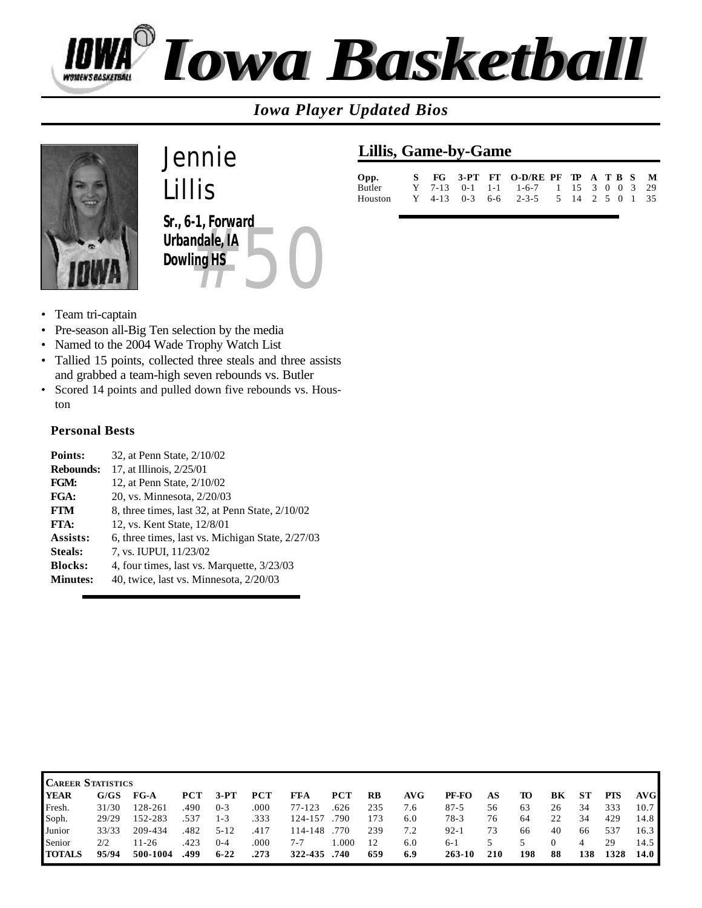# Iowa Basketball

*Iowa Player Updated Bios*

## Jennie Lillis

**Sr., 6-1, Forward**
**Urbandale, IA**
**Dowling HS**

#50

- Team tri-captain
- Pre-season all-Big Ten selection by the media
- Named to the 2004 Wade Trophy Watch List
- Tallied 15 points, collected three steals and three assists and grabbed a team-high seven rebounds vs. Butler
- Scored 14 points and pulled down five rebounds vs. Houston

### Personal Bests

| | |
|---|---|
| **Points:** | 32, at Penn State, 2/10/02 |
| **Rebounds:** | 17, at Illinois, 2/25/01 |
| **FGM:** | 12, at Penn State, 2/10/02 |
| **FGA:** | 20, vs. Minnesota, 2/20/03 |
| **FTM** | 8, three times, last 32, at Penn State, 2/10/02 |
| **FTA:** | 12, vs. Kent State, 12/8/01 |
| **Assists:** | 6, three times, last vs. Michigan State, 2/27/03 |
| **Steals:** | 7, vs. IUPUI, 11/23/02 |
| **Blocks:** | 4, four times, last vs. Marquette, 3/23/03 |
| **Minutes:** | 40, twice, last vs. Minnesota, 2/20/03 |

## Lillis, Game-by-Game

| Opp. | S | FG | 3-PT | FT | O-D/RE | PF | TP | A | T | B | S | M |
|---|---|---|---|---|---|---|---|---|---|---|---|---|
| Butler | Y | 7-13 | 0-1 | 1-1 | 1-6-7 | 1 | 15 | 3 | 0 | 0 | 3 | 29 |
| Houston | Y | 4-13 | 0-3 | 6-6 | 2-3-5 | 5 | 14 | 2 | 5 | 0 | 1 | 35 |

**Career Statistics**

| YEAR | G/GS | FG-A | PCT | 3-PT | PCT | FT-A | PCT | RB | AVG | PF-FO | AS | TO | BK | ST | PTS | AVG |
|---|---|---|---|---|---|---|---|---|---|---|---|---|---|---|---|---|
| Fresh. | 31/30 | 128-261 | .490 | 0-3 | .000 | 77-123 | .626 | 235 | 7.6 | 87-5 | 56 | 63 | 26 | 34 | 333 | 10.7 |
| Soph. | 29/29 | 152-283 | .537 | 1-3 | .333 | 124-157 | .790 | 173 | 6.0 | 78-3 | 76 | 64 | 22 | 34 | 429 | 14.8 |
| Junior | 33/33 | 209-434 | .482 | 5-12 | .417 | 114-148 | .770 | 239 | 7.2 | 92-1 | 73 | 66 | 40 | 66 | 537 | 16.3 |
| Senior | 2/2 | 11-26 | .423 | 0-4 | .000 | 7-7 | 1.000 | 12 | 6.0 | 6-1 | 5 | 5 | 0 | 4 | 29 | 14.5 |
| **TOTALS** | **95/94** | **500-1004** | **.499** | **6-22** | **.273** | **322-435** | **.740** | **659** | **6.9** | **263-10** | **210** | **198** | **88** | **138** | **1328** | **14.0** |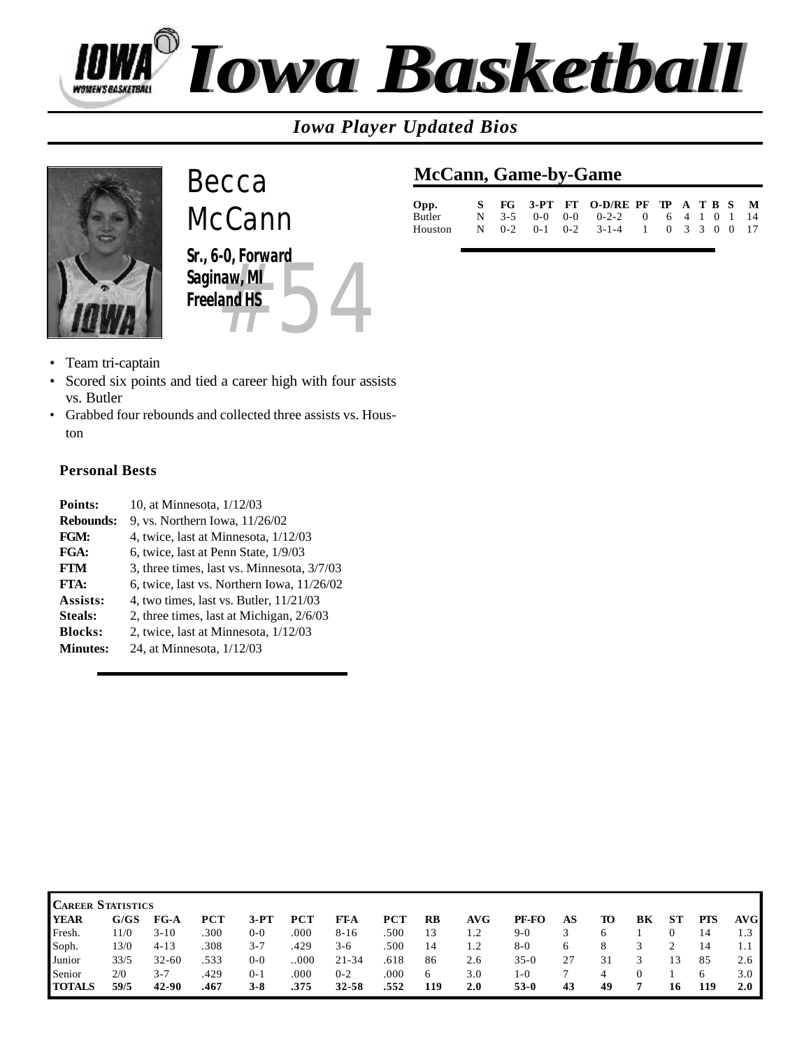# Iowa Basketball

*Iowa Player Updated Bios*

## Becca McCann

**Sr., 6-0, Forward**
**Saginaw, MI**
**Freeland HS**

#54

- Team tri-captain
- Scored six points and tied a career high with four assists vs. Butler
- Grabbed four rebounds and collected three assists vs. Houston

### Personal Bests

| | |
|---|---|
| **Points:** | 10, at Minnesota, 1/12/03 |
| **Rebounds:** | 9, vs. Northern Iowa, 11/26/02 |
| **FGM:** | 4, twice, last at Minnesota, 1/12/03 |
| **FGA:** | 6, twice, last at Penn State, 1/9/03 |
| **FTM** | 3, three times, last vs. Minnesota, 3/7/03 |
| **FTA:** | 6, twice, last vs. Northern Iowa, 11/26/02 |
| **Assists:** | 4, two times, last vs. Butler, 11/21/03 |
| **Steals:** | 2, three times, last at Michigan, 2/6/03 |
| **Blocks:** | 2, twice, last at Minnesota, 1/12/03 |
| **Minutes:** | 24, at Minnesota, 1/12/03 |

## McCann, Game-by-Game

| Opp. | S | FG | 3-PT | FT | O-D/RE | PF | TP | A | T | B | S | M |
|---|---|---|---|---|---|---|---|---|---|---|---|---|
| Butler | N | 3-5 | 0-0 | 0-0 | 0-2-2 | 0 | 6 | 4 | 1 | 0 | 1 | 14 |
| Houston | N | 0-2 | 0-1 | 0-2 | 3-1-4 | 1 | 0 | 3 | 3 | 0 | 0 | 17 |

**Career Statistics**

| YEAR | G/GS | FG-A | PCT | 3-PT | PCT | FT-A | PCT | RB | AVG | PF-FO | AS | TO | BK | ST | PTS | AVG |
|---|---|---|---|---|---|---|---|---|---|---|---|---|---|---|---|---|
| Fresh. | 11/0 | 3-10 | .300 | 0-0 | .000 | 8-16 | .500 | 13 | 1.2 | 9-0 | 3 | 6 | 1 | 0 | 14 | 1.3 |
| Soph. | 13/0 | 4-13 | .308 | 3-7 | .429 | 3-6 | .500 | 14 | 1.2 | 8-0 | 6 | 8 | 3 | 2 | 14 | 1.1 |
| Junior | 33/5 | 32-60 | .533 | 0-0 | ..000 | 21-34 | .618 | 86 | 2.6 | 35-0 | 27 | 31 | 3 | 13 | 85 | 2.6 |
| Senior | 2/0 | 3-7 | .429 | 0-1 | .000 | 0-2 | .000 | 6 | 3.0 | 1-0 | 7 | 4 | 0 | 1 | 6 | 3.0 |
| **TOTALS** | **59/5** | **42-90** | **.467** | **3-8** | **.375** | **32-58** | **.552** | **119** | **2.0** | **53-0** | **43** | **49** | **7** | **16** | **119** | **2.0** |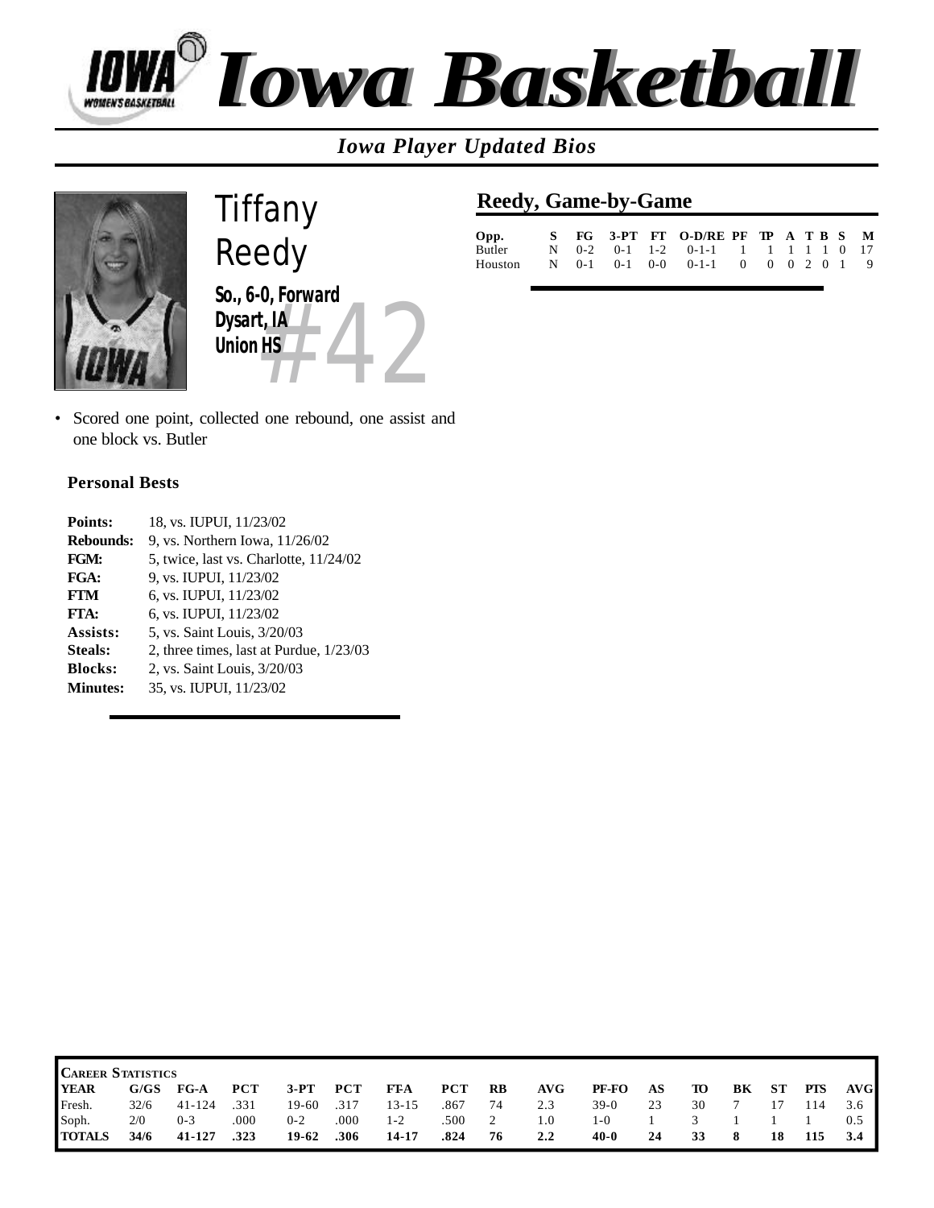# Iowa Basketball

*Iowa Player Updated Bios*

## Tiffany Reedy

**So., 6-0, Forward**
**Dysart, IA**
**Union HS**
#42

- Scored one point, collected one rebound, one assist and one block vs. Butler

### Personal Bests

| | |
|---|---|
| **Points:** | 18, vs. IUPUI, 11/23/02 |
| **Rebounds:** | 9, vs. Northern Iowa, 11/26/02 |
| **FGM:** | 5, twice, last vs. Charlotte, 11/24/02 |
| **FGA:** | 9, vs. IUPUI, 11/23/02 |
| **FTM** | 6, vs. IUPUI, 11/23/02 |
| **FTA:** | 6, vs. IUPUI, 11/23/02 |
| **Assists:** | 5, vs. Saint Louis, 3/20/03 |
| **Steals:** | 2, three times, last at Purdue, 1/23/03 |
| **Blocks:** | 2, vs. Saint Louis, 3/20/03 |
| **Minutes:** | 35, vs. IUPUI, 11/23/02 |

## Reedy, Game-by-Game

| Opp. | S | FG | 3-PT | FT | O-D/RE | PF | TP | A | T | B | S | M |
|---|---|---|---|---|---|---|---|---|---|---|---|---|
| Butler | N | 0-2 | 0-1 | 1-2 | 0-1-1 | 1 | 1 | 1 | 1 | 1 | 0 | 17 |
| Houston | N | 0-1 | 0-1 | 0-0 | 0-1-1 | 0 | 0 | 0 | 2 | 0 | 1 | 9 |

### Career Statistics

| YEAR | G/GS | FG-A | PCT | 3-PT | PCT | FT-A | PCT | RB | AVG | PF-FO | AS | TO | BK | ST | PTS | AVG |
|---|---|---|---|---|---|---|---|---|---|---|---|---|---|---|---|---|
| Fresh. | 32/6 | 41-124 | .331 | 19-60 | .317 | 13-15 | .867 | 74 | 2.3 | 39-0 | 23 | 30 | 7 | 17 | 114 | 3.6 |
| Soph. | 2/0 | 0-3 | .000 | 0-2 | .000 | 1-2 | .500 | 2 | 1.0 | 1-0 | 1 | 3 | 1 | 1 | 1 | 0.5 |
| **TOTALS** | **34/6** | **41-127** | **.323** | **19-62** | **.306** | **14-17** | **.824** | **76** | **2.2** | **40-0** | **24** | **33** | **8** | **18** | **115** | **3.4** |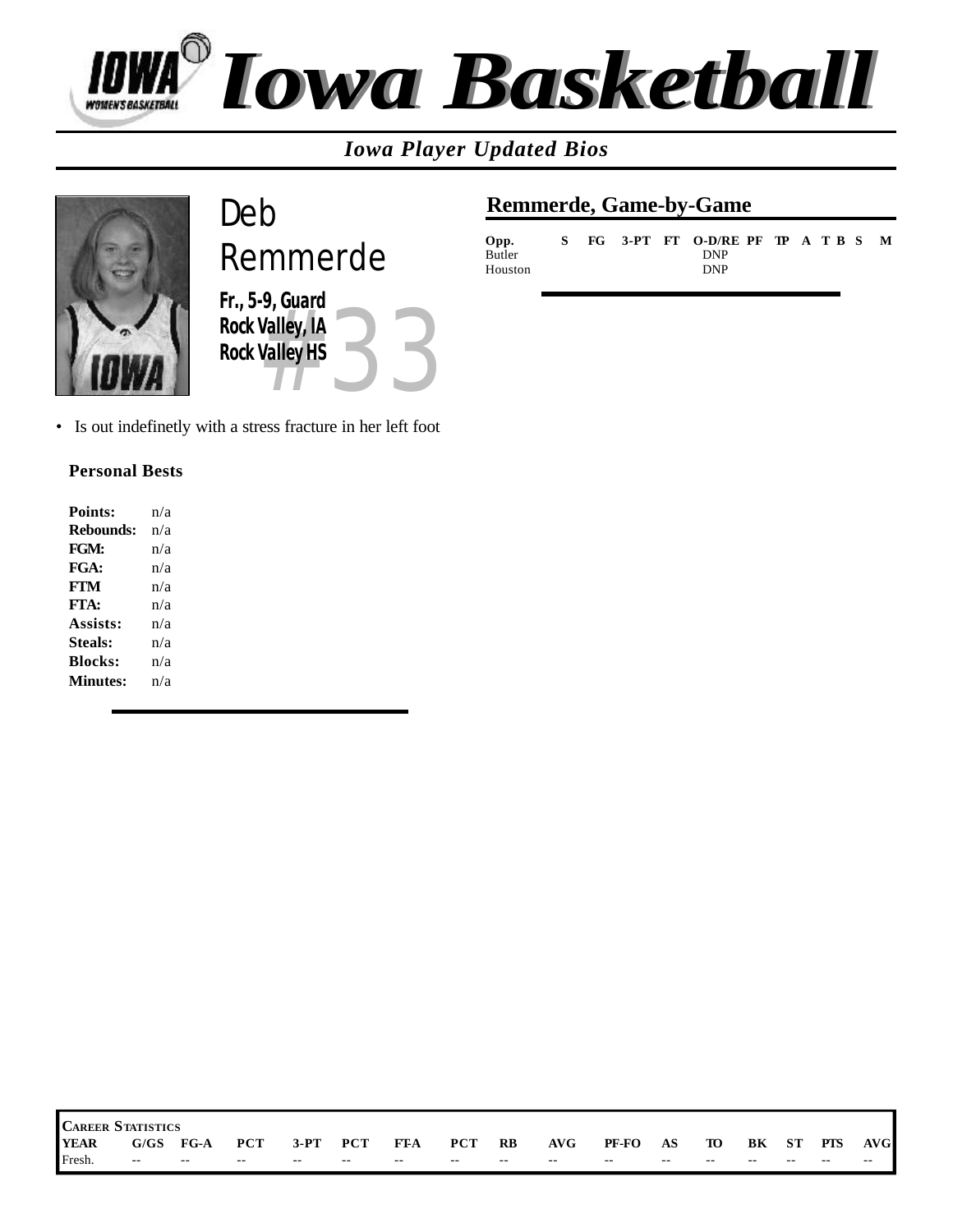# Iowa Basketball

*Iowa Player Updated Bios*

## Deb Remmerde

**Fr., 5-9, Guard**
**Rock Valley, IA**
**Rock Valley HS**

#33

## Remmerde, Game-by-Game

| Opp. | S | FG | 3-PT | FT | O-D/RE | PF | TP | A | T | B | S | M |
|---|---|---|---|---|---|---|---|---|---|---|---|---|
| Butler | | | | | DNP | | | | | | | |
| Houston | | | | | DNP | | | | | | | |

- Is out indefinetly with a stress fracture in her left foot

### Personal Bests

| | |
|---|---|
| **Points:** | n/a |
| **Rebounds:** | n/a |
| **FGM:** | n/a |
| **FGA:** | n/a |
| **FTM** | n/a |
| **FTA:** | n/a |
| **Assists:** | n/a |
| **Steals:** | n/a |
| **Blocks:** | n/a |
| **Minutes:** | n/a |

**Career Statistics**

| YEAR | G/GS | FG-A | PCT | 3-PT | PCT | FT-A | PCT | RB | AVG | PF-FO | AS | TO | BK | ST | PTS | AVG |
|---|---|---|---|---|---|---|---|---|---|---|---|---|---|---|---|---|
| Fresh. | -- | -- | -- | -- | -- | -- | -- | -- | -- | -- | -- | -- | -- | -- | -- | -- |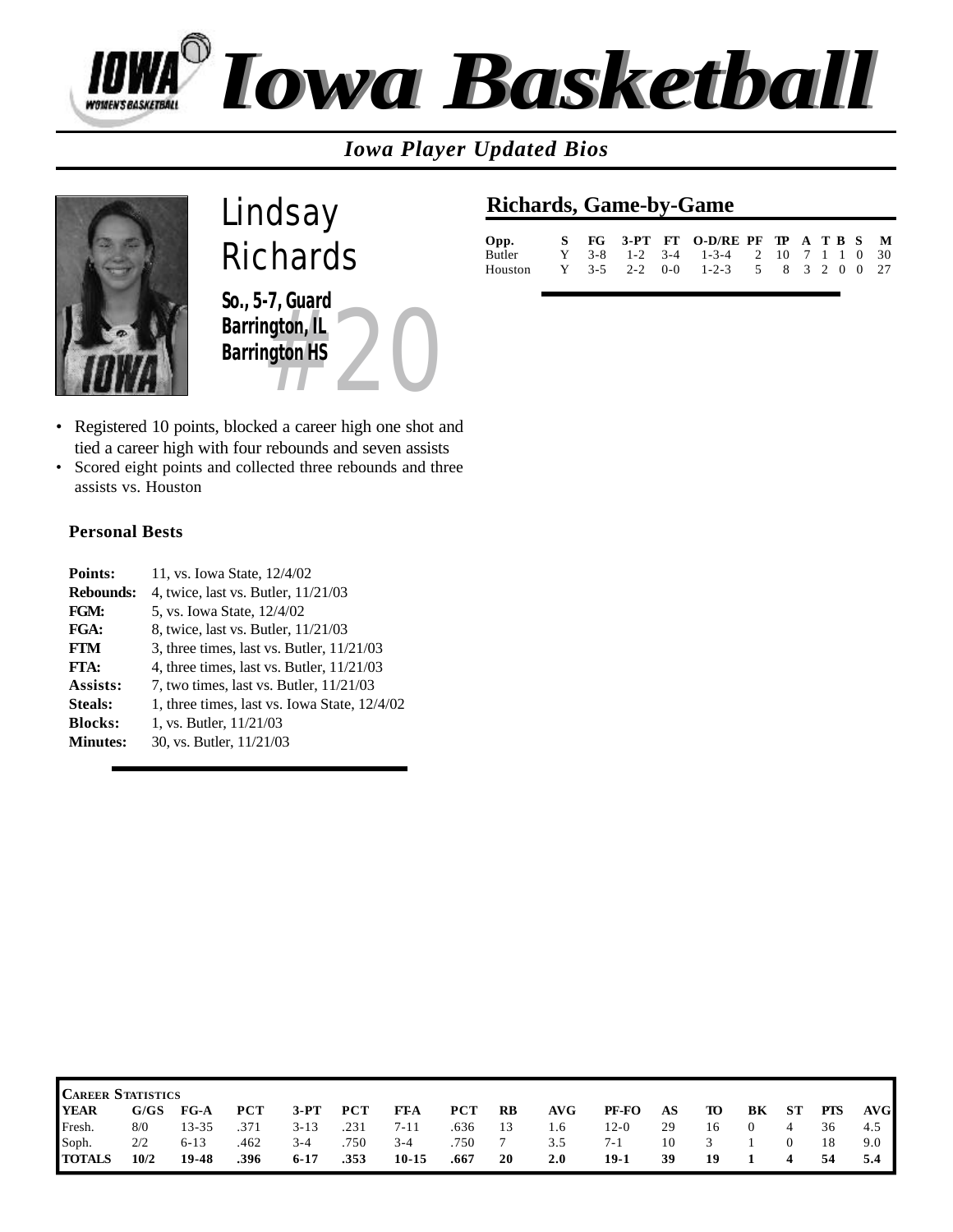# Iowa Basketball

*Iowa Player Updated Bios*

## Lindsay Richards

**So., 5-7, Guard**
**Barrington, IL**
**Barrington HS**

#20

- Registered 10 points, blocked a career high one shot and tied a career high with four rebounds and seven assists
- Scored eight points and collected three rebounds and three assists vs. Houston

### Personal Bests

| | |
|---|---|
| **Points:** | 11, vs. Iowa State, 12/4/02 |
| **Rebounds:** | 4, twice, last vs. Butler, 11/21/03 |
| **FGM:** | 5, vs. Iowa State, 12/4/02 |
| **FGA:** | 8, twice, last vs. Butler, 11/21/03 |
| **FTM** | 3, three times, last vs. Butler, 11/21/03 |
| **FTA:** | 4, three times, last vs. Butler, 11/21/03 |
| **Assists:** | 7, two times, last vs. Butler, 11/21/03 |
| **Steals:** | 1, three times, last vs. Iowa State, 12/4/02 |
| **Blocks:** | 1, vs. Butler, 11/21/03 |
| **Minutes:** | 30, vs. Butler, 11/21/03 |

## Richards, Game-by-Game

| Opp. | S | FG | 3-PT | FT | O-D/RE | PF | TP | A | T | B | S | M |
|---|---|---|---|---|---|---|---|---|---|---|---|---|
| Butler | Y | 3-8 | 1-2 | 3-4 | 1-3-4 | 2 | 10 | 7 | 1 | 1 | 0 | 30 |
| Houston | Y | 3-5 | 2-2 | 0-0 | 1-2-3 | 5 | 8 | 3 | 2 | 0 | 0 | 27 |

### Career Statistics

| YEAR | G/GS | FG-A | PCT | 3-PT | PCT | FT-A | PCT | RB | AVG | PF-FO | AS | TO | BK | ST | PTS | AVG |
|---|---|---|---|---|---|---|---|---|---|---|---|---|---|---|---|---|
| Fresh. | 8/0 | 13-35 | .371 | 3-13 | .231 | 7-11 | .636 | 13 | 1.6 | 12-0 | 29 | 16 | 0 | 4 | 36 | 4.5 |
| Soph. | 2/2 | 6-13 | .462 | 3-4 | .750 | 3-4 | .750 | 7 | 3.5 | 7-1 | 10 | 3 | 1 | 0 | 18 | 9.0 |
| **TOTALS** | **10/2** | **19-48** | **.396** | **6-17** | **.353** | **10-15** | **.667** | **20** | **2.0** | **19-1** | **39** | **19** | **1** | **4** | **54** | **5.4** |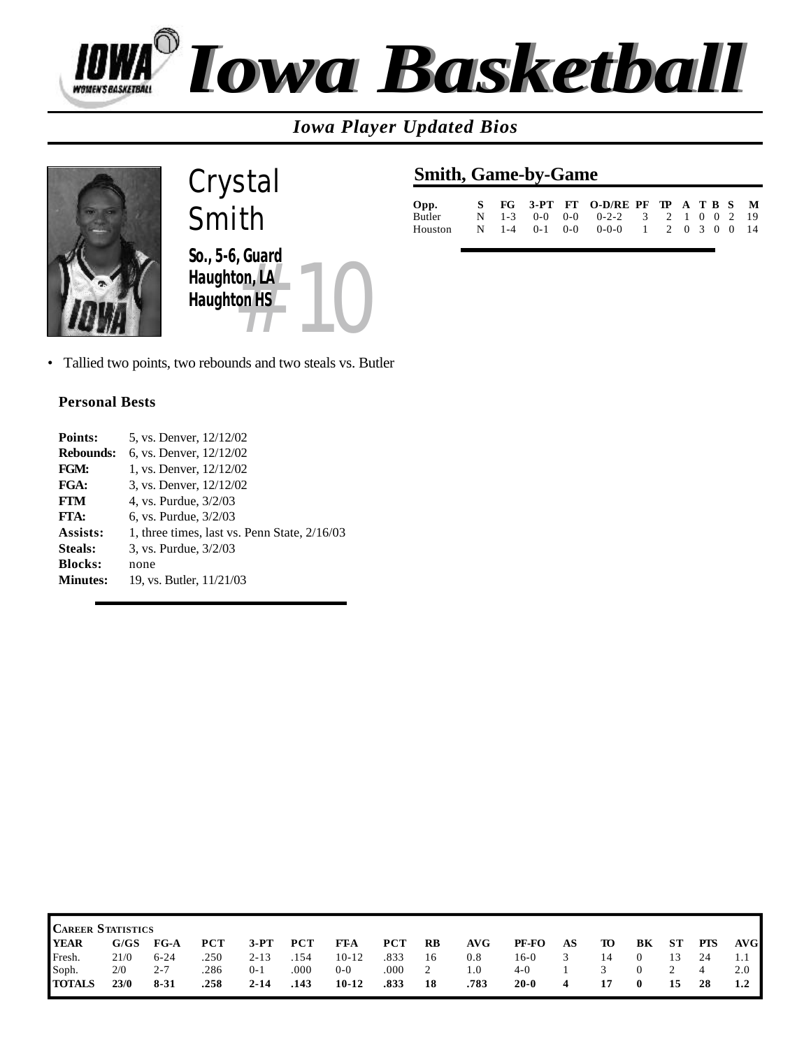# Iowa Basketball

*Iowa Player Updated Bios*

## Crystal Smith

**So., 5-6, Guard**
**Haughton, LA**
**Haughton HS**

#10

### Smith, Game-by-Game

| Opp. | S | FG | 3-PT | FT | O-D/RE | PF | TP | A | T | B | S | M |
|---|---|---|---|---|---|---|---|---|---|---|---|---|
| Butler | N | 1-3 | 0-0 | 0-0 | 0-2-2 | 3 | 2 | 1 | 0 | 0 | 2 | 19 |
| Houston | N | 1-4 | 0-1 | 0-0 | 0-0-0 | 1 | 2 | 0 | 3 | 0 | 0 | 14 |

- Tallied two points, two rebounds and two steals vs. Butler

### Personal Bests

| | |
|---|---|
| **Points:** | 5, vs. Denver, 12/12/02 |
| **Rebounds:** | 6, vs. Denver, 12/12/02 |
| **FGM:** | 1, vs. Denver, 12/12/02 |
| **FGA:** | 3, vs. Denver, 12/12/02 |
| **FTM** | 4, vs. Purdue, 3/2/03 |
| **FTA:** | 6, vs. Purdue, 3/2/03 |
| **Assists:** | 1, three times, last vs. Penn State, 2/16/03 |
| **Steals:** | 3, vs. Purdue, 3/2/03 |
| **Blocks:** | none |
| **Minutes:** | 19, vs. Butler, 11/21/03 |

### Career Statistics

| YEAR | G/GS | FG-A | PCT | 3-PT | PCT | FT-A | PCT | RB | AVG | PF-FO | AS | TO | BK | ST | PTS | AVG |
|---|---|---|---|---|---|---|---|---|---|---|---|---|---|---|---|---|
| Fresh. | 21/0 | 6-24 | .250 | 2-13 | .154 | 10-12 | .833 | 16 | 0.8 | 16-0 | 3 | 14 | 0 | 13 | 24 | 1.1 |
| Soph. | 2/0 | 2-7 | .286 | 0-1 | .000 | 0-0 | .000 | 2 | 1.0 | 4-0 | 1 | 3 | 0 | 2 | 4 | 2.0 |
| **TOTALS** | **23/0** | **8-31** | **.258** | **2-14** | **.143** | **10-12** | **.833** | **18** | **.783** | **20-0** | **4** | **17** | **0** | **15** | **28** | **1.2** |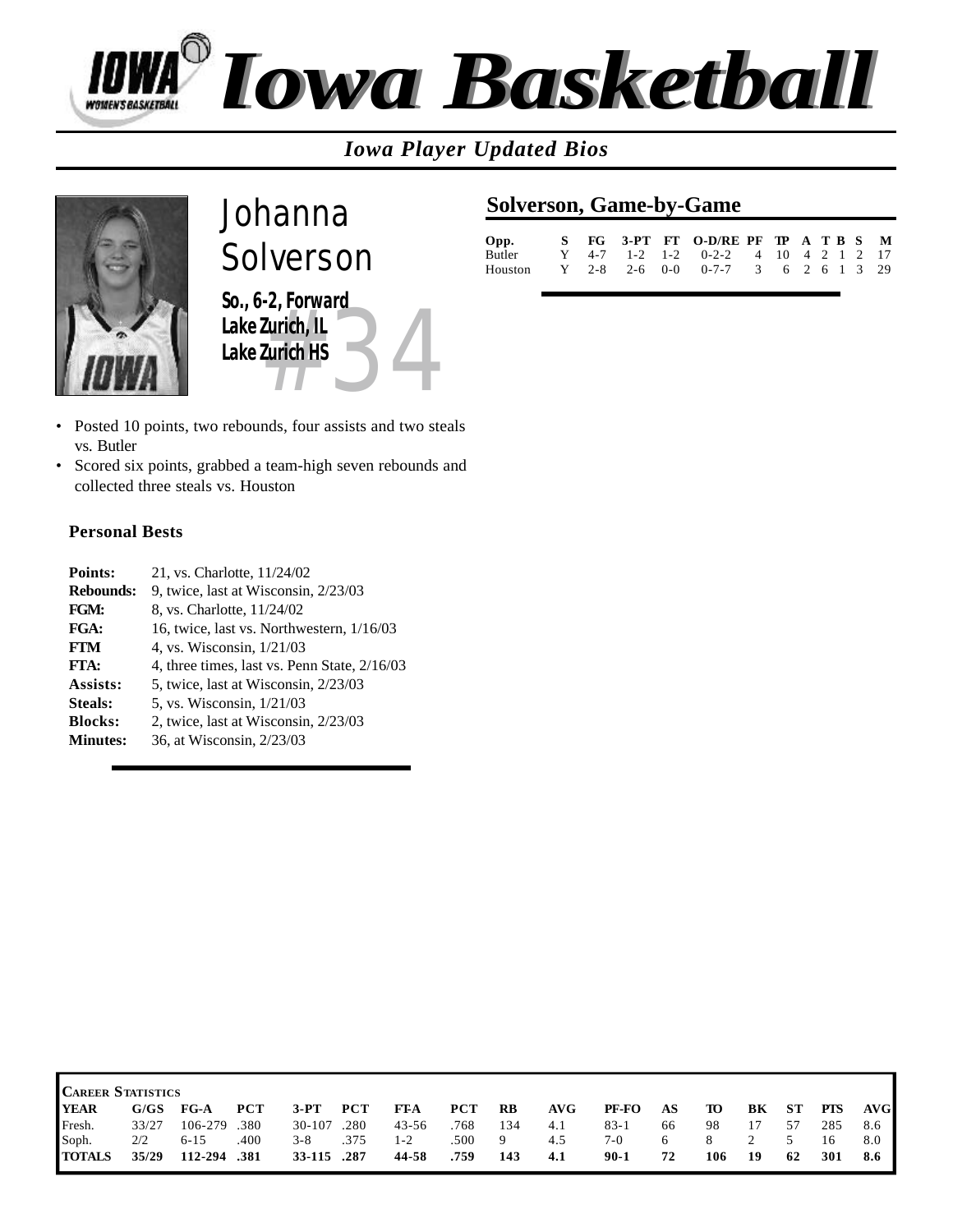# Iowa Basketball

*Iowa Player Updated Bios*

## Johanna Solverson

**So., 6-2, Forward**
**Lake Zurich, IL**
**Lake Zurich HS**

#34

- Posted 10 points, two rebounds, four assists and two steals vs. Butler
- Scored six points, grabbed a team-high seven rebounds and collected three steals vs. Houston

### Personal Bests

| | |
|---|---|
| **Points:** | 21, vs. Charlotte, 11/24/02 |
| **Rebounds:** | 9, twice, last at Wisconsin, 2/23/03 |
| **FGM:** | 8, vs. Charlotte, 11/24/02 |
| **FGA:** | 16, twice, last vs. Northwestern, 1/16/03 |
| **FTM** | 4, vs. Wisconsin, 1/21/03 |
| **FTA:** | 4, three times, last vs. Penn State, 2/16/03 |
| **Assists:** | 5, twice, last at Wisconsin, 2/23/03 |
| **Steals:** | 5, vs. Wisconsin, 1/21/03 |
| **Blocks:** | 2, twice, last at Wisconsin, 2/23/03 |
| **Minutes:** | 36, at Wisconsin, 2/23/03 |

## Solverson, Game-by-Game

| Opp. | S | FG | 3-PT | FT | O-D/RE | PF | TP | A | T | B | S | M |
|---|---|---|---|---|---|---|---|---|---|---|---|---|
| Butler | Y | 4-7 | 1-2 | 1-2 | 0-2-2 | 4 | 10 | 4 | 2 | 1 | 2 | 17 |
| Houston | Y | 2-8 | 2-6 | 0-0 | 0-7-7 | 3 | 6 | 2 | 6 | 1 | 3 | 29 |

### Career Statistics

| YEAR | G/GS | FG-A | PCT | 3-PT | PCT | FT-A | PCT | RB | AVG | PF-FO | AS | TO | BK | ST | PTS | AVG |
|---|---|---|---|---|---|---|---|---|---|---|---|---|---|---|---|---|
| Fresh. | 33/27 | 106-279 | .380 | 30-107 | .280 | 43-56 | .768 | 134 | 4.1 | 83-1 | 66 | 98 | 17 | 57 | 285 | 8.6 |
| Soph. | 2/2 | 6-15 | .400 | 3-8 | .375 | 1-2 | .500 | 9 | 4.5 | 7-0 | 6 | 8 | 2 | 5 | 16 | 8.0 |
| **TOTALS** | **35/29** | **112-294** | **.381** | **33-115** | **.287** | **44-58** | **.759** | **143** | **4.1** | **90-1** | **72** | **106** | **19** | **62** | **301** | **8.6** |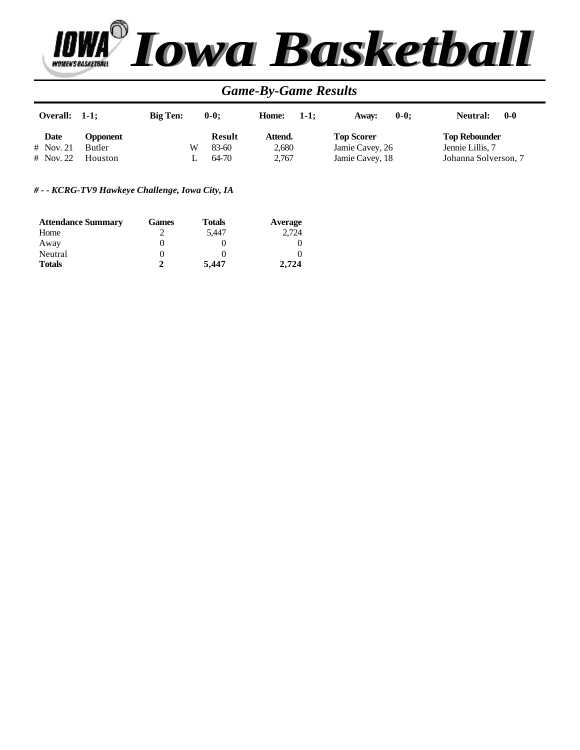# Iowa Basketball

## *Game-By-Game Results*

**Overall:** 1-1; **Big Ten:** 0-0; **Home:** 1-1; **Away:** 0-0; **Neutral:** 0-0

| | Date | Opponent | | Result | Attend. | Top Scorer | Top Rebounder |
|---|---|---|---|---|---|---|---|
| # | Nov. 21 | Butler | W | 83-60 | 2,680 | Jamie Cavey, 26 | Jennie Lillis, 7 |
| # | Nov. 22 | Houston | L | 64-70 | 2,767 | Jamie Cavey, 18 | Johanna Solverson, 7 |

***# - - KCRG-TV9 Hawkeye Challenge, Iowa City, IA***

| Attendance Summary | Games | Totals | Average |
|---|---|---|---|
| Home | 2 | 5,447 | 2,724 |
| Away | 0 | 0 | 0 |
| Neutral | 0 | 0 | 0 |
| **Totals** | **2** | **5,447** | **2,724** |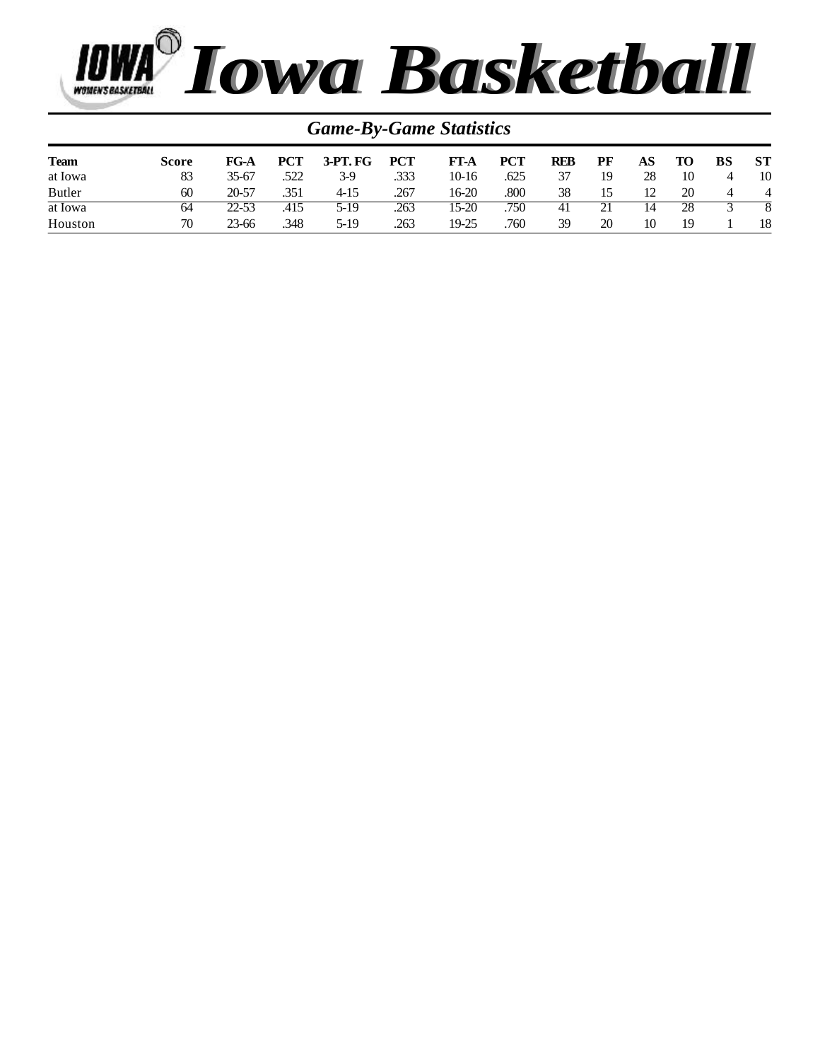# Iowa Basketball

## *Game-By-Game Statistics*

| Team | Score | FG-A | PCT | 3-PT. FG | PCT | FT-A | PCT | REB | PF | AS | TO | BS | ST |
|---|---|---|---|---|---|---|---|---|---|---|---|---|---|
| at Iowa | 83 | 35-67 | .522 | 3-9 | .333 | 10-16 | .625 | 37 | 19 | 28 | 10 | 4 | 10 |
| Butler | 60 | 20-57 | .351 | 4-15 | .267 | 16-20 | .800 | 38 | 15 | 12 | 20 | 4 | 4 |
| at Iowa | 64 | 22-53 | .415 | 5-19 | .263 | 15-20 | .750 | 41 | 21 | 14 | 28 | 3 | 8 |
| Houston | 70 | 23-66 | .348 | 5-19 | .263 | 19-25 | .760 | 39 | 20 | 10 | 19 | 1 | 18 |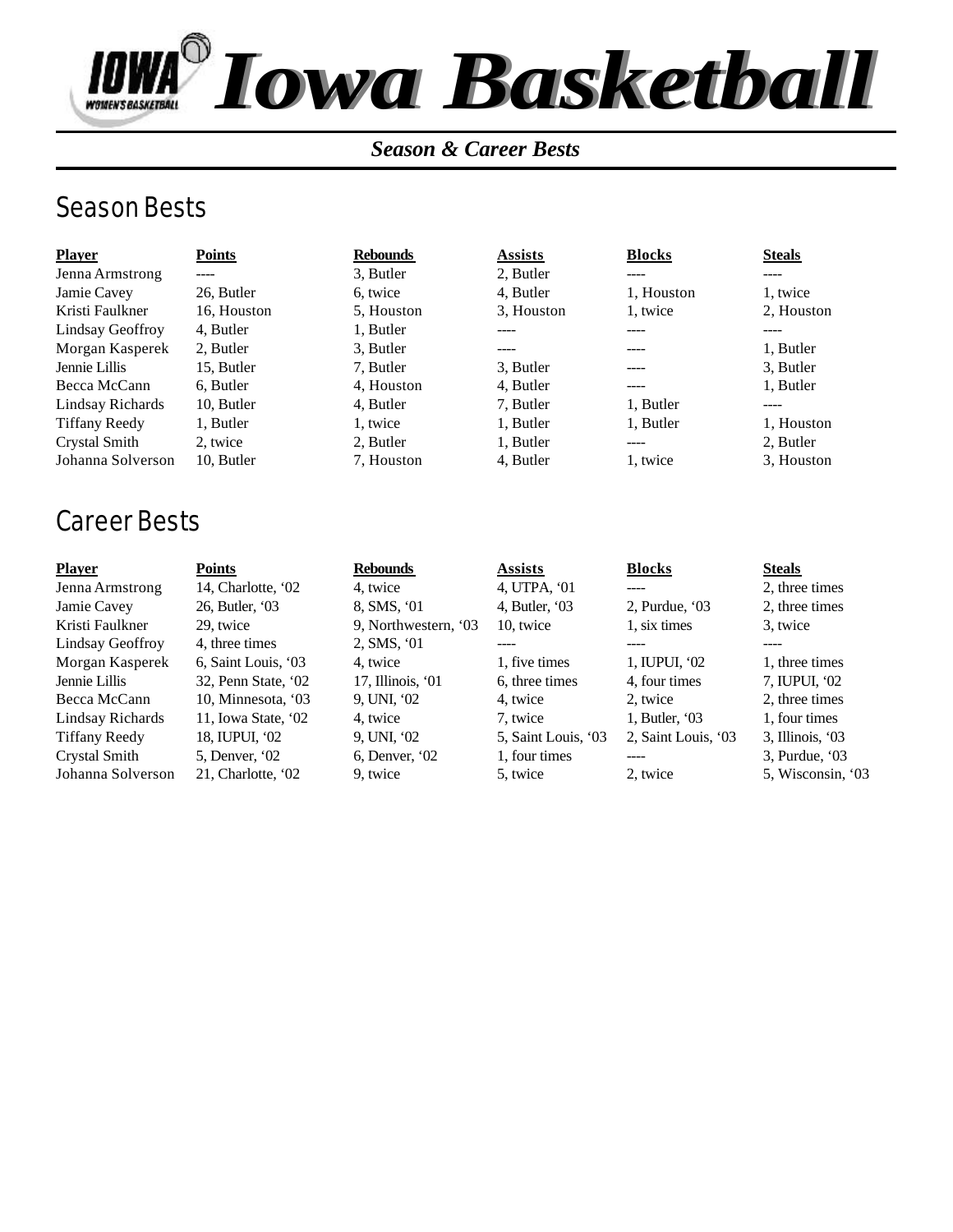# Iowa Basketball

***Season & Career Bests***

## Season Bests

| Player | Points | Rebounds | Assists | Blocks | Steals |
|---|---|---|---|---|---|
| Jenna Armstrong | ---- | 3, Butler | 2, Butler | ---- | ---- |
| Jamie Cavey | 26, Butler | 6, twice | 4, Butler | 1, Houston | 1, twice |
| Kristi Faulkner | 16, Houston | 5, Houston | 3, Houston | 1, twice | 2, Houston |
| Lindsay Geoffroy | 4, Butler | 1, Butler | ---- | ---- | ---- |
| Morgan Kasperek | 2, Butler | 3, Butler | ---- | ---- | 1, Butler |
| Jennie Lillis | 15, Butler | 7, Butler | 3, Butler | ---- | 3, Butler |
| Becca McCann | 6, Butler | 4, Houston | 4, Butler | ---- | 1, Butler |
| Lindsay Richards | 10, Butler | 4, Butler | 7, Butler | 1, Butler | ---- |
| Tiffany Reedy | 1, Butler | 1, twice | 1, Butler | 1, Butler | 1, Houston |
| Crystal Smith | 2, twice | 2, Butler | 1, Butler | ---- | 2, Butler |
| Johanna Solverson | 10, Butler | 7, Houston | 4, Butler | 1, twice | 3, Houston |

## Career Bests

| Player | Points | Rebounds | Assists | Blocks | Steals |
|---|---|---|---|---|---|
| Jenna Armstrong | 14, Charlotte, '02 | 4, twice | 4, UTPA, '01 | ---- | 2, three times |
| Jamie Cavey | 26, Butler, '03 | 8, SMS, '01 | 4, Butler, '03 | 2, Purdue, '03 | 2, three times |
| Kristi Faulkner | 29, twice | 9, Northwestern, '03 | 10, twice | 1, six times | 3, twice |
| Lindsay Geoffroy | 4, three times | 2, SMS, '01 | ---- | ---- | ---- |
| Morgan Kasperek | 6, Saint Louis, '03 | 4, twice | 1, five times | 1, IUPUI, '02 | 1, three times |
| Jennie Lillis | 32, Penn State, '02 | 17, Illinois, '01 | 6, three times | 4, four times | 7, IUPUI, '02 |
| Becca McCann | 10, Minnesota, '03 | 9, UNI, '02 | 4, twice | 2, twice | 2, three times |
| Lindsay Richards | 11, Iowa State, '02 | 4, twice | 7, twice | 1, Butler, '03 | 1, four times |
| Tiffany Reedy | 18, IUPUI, '02 | 9, UNI, '02 | 5, Saint Louis, '03 | 2, Saint Louis, '03 | 3, Illinois, '03 |
| Crystal Smith | 5, Denver, '02 | 6, Denver, '02 | 1, four times | ---- | 3, Purdue, '03 |
| Johanna Solverson | 21, Charlotte, '02 | 9, twice | 5, twice | 2, twice | 5, Wisconsin, '03 |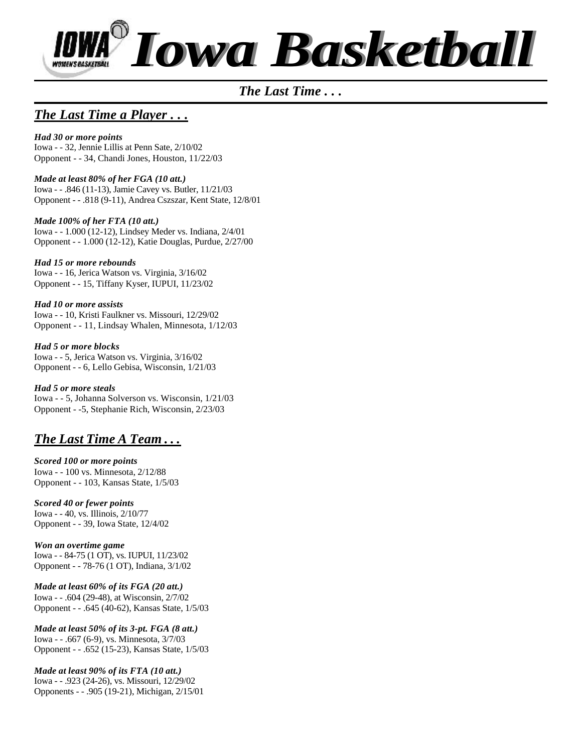# Iowa Basketball

## The Last Time . . .

## The Last Time a Player . . .

***Had 30 or more points***
Iowa - - 32, Jennie Lillis at Penn Sate, 2/10/02
Opponent - - 34, Chandi Jones, Houston, 11/22/03

***Made at least 80% of her FGA (10 att.)***
Iowa - - .846 (11-13), Jamie Cavey vs. Butler, 11/21/03
Opponent - - .818 (9-11), Andrea Cszszar, Kent State, 12/8/01

***Made 100% of her FTA (10 att.)***
Iowa - - 1.000 (12-12), Lindsey Meder vs. Indiana, 2/4/01
Opponent - - 1.000 (12-12), Katie Douglas, Purdue, 2/27/00

***Had 15 or more rebounds***
Iowa - - 16, Jerica Watson vs. Virginia, 3/16/02
Opponent - - 15, Tiffany Kyser, IUPUI, 11/23/02

***Had 10 or more assists***
Iowa - - 10, Kristi Faulkner vs. Missouri, 12/29/02
Opponent - - 11, Lindsay Whalen, Minnesota, 1/12/03

***Had 5 or more blocks***
Iowa - - 5, Jerica Watson vs. Virginia, 3/16/02
Opponent - - 6, Lello Gebisa, Wisconsin, 1/21/03

***Had 5 or more steals***
Iowa - - 5, Johanna Solverson vs. Wisconsin, 1/21/03
Opponent - -5, Stephanie Rich, Wisconsin, 2/23/03

## The Last Time A Team . . .

***Scored 100 or more points***
Iowa - - 100 vs. Minnesota, 2/12/88
Opponent - - 103, Kansas State, 1/5/03

***Scored 40 or fewer points***
Iowa - - 40, vs. Illinois, 2/10/77
Opponent - - 39, Iowa State, 12/4/02

***Won an overtime game***
Iowa - - 84-75 (1 OT), vs. IUPUI, 11/23/02
Opponent - - 78-76 (1 OT), Indiana, 3/1/02

***Made at least 60% of its FGA (20 att.)***
Iowa - - .604 (29-48), at Wisconsin, 2/7/02
Opponent - - .645 (40-62), Kansas State, 1/5/03

***Made at least 50% of its 3-pt. FGA (8 att.)***
Iowa - - .667 (6-9), vs. Minnesota, 3/7/03
Opponent - - .652 (15-23), Kansas State, 1/5/03

***Made at least 90% of its FTA (10 att.)***
Iowa - - .923 (24-26), vs. Missouri, 12/29/02
Opponents - - .905 (19-21), Michigan, 2/15/01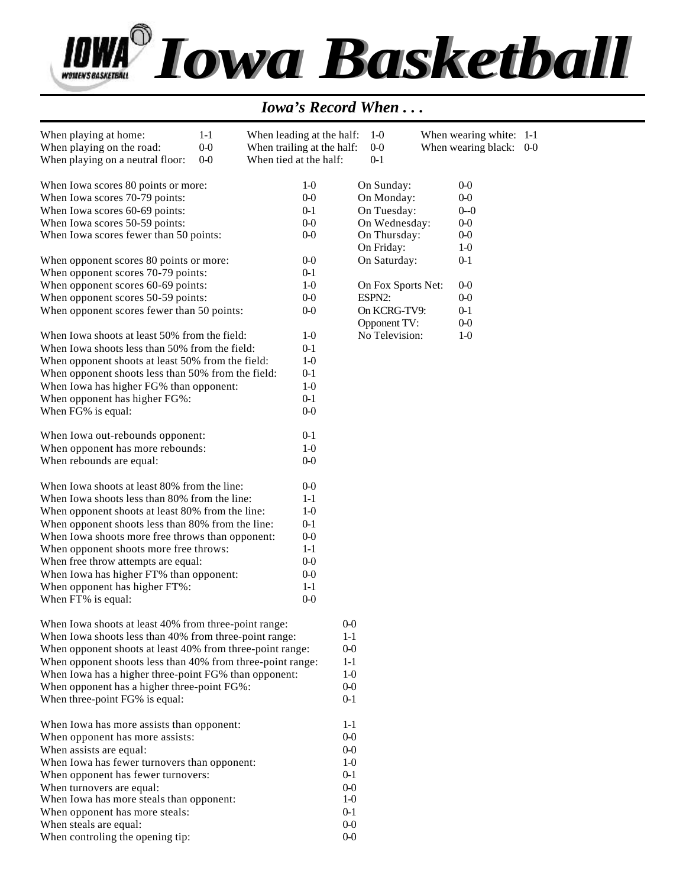# Iowa Basketball

## *Iowa's Record When . . .*

| | |
|---|---|
| When playing at home: | 1-1 |
| When playing on the road: | 0-0 |
| When playing on a neutral floor: | 0-0 |

| | |
|---|---|
| When leading at the half: | 1-0 |
| When trailing at the half: | 0-0 |
| When tied at the half: | 0-1 |

| | |
|---|---|
| When wearing white: | 1-1 |
| When wearing black: | 0-0 |

| | |
|---|---|
| When Iowa scores 80 points or more: | 1-0 |
| When Iowa scores 70-79 points: | 0-0 |
| When Iowa scores 60-69 points: | 0-1 |
| When Iowa scores 50-59 points: | 0-0 |
| When Iowa scores fewer than 50 points: | 0-0 |

| | |
|---|---|
| When opponent scores 80 points or more: | 0-0 |
| When opponent scores 70-79 points: | 0-1 |
| When opponent scores 60-69 points: | 1-0 |
| When opponent scores 50-59 points: | 0-0 |
| When opponent scores fewer than 50 points: | 0-0 |

| | |
|---|---|
| When Iowa shoots at least 50% from the field: | 1-0 |
| When Iowa shoots less than 50% from the field: | 0-1 |
| When opponent shoots at least 50% from the field: | 1-0 |
| When opponent shoots less than 50% from the field: | 0-1 |
| When Iowa has higher FG% than opponent: | 1-0 |
| When opponent has higher FG%: | 0-1 |
| When FG% is equal: | 0-0 |

| | |
|---|---|
| When Iowa out-rebounds opponent: | 0-1 |
| When opponent has more rebounds: | 1-0 |
| When rebounds are equal: | 0-0 |

| | |
|---|---|
| When Iowa shoots at least 80% from the line: | 0-0 |
| When Iowa shoots less than 80% from the line: | 1-1 |
| When opponent shoots at least 80% from the line: | 1-0 |
| When opponent shoots less than 80% from the line: | 0-1 |
| When Iowa shoots more free throws than opponent: | 0-0 |
| When opponent shoots more free throws: | 1-1 |
| When free throw attempts are equal: | 0-0 |
| When Iowa has higher FT% than opponent: | 0-0 |
| When opponent has higher FT%: | 1-1 |
| When FT% is equal: | 0-0 |

| | |
|---|---|
| When Iowa shoots at least 40% from three-point range: | 0-0 |
| When Iowa shoots less than 40% from three-point range: | 1-1 |
| When opponent shoots at least 40% from three-point range: | 0-0 |
| When opponent shoots less than 40% from three-point range: | 1-1 |
| When Iowa has a higher three-point FG% than opponent: | 1-0 |
| When opponent has a higher three-point FG%: | 0-0 |
| When three-point FG% is equal: | 0-1 |

| | |
|---|---|
| When Iowa has more assists than opponent: | 1-1 |
| When opponent has more assists: | 0-0 |
| When assists are equal: | 0-0 |
| When Iowa has fewer turnovers than opponent: | 1-0 |
| When opponent has fewer turnovers: | 0-1 |
| When turnovers are equal: | 0-0 |
| When Iowa has more steals than opponent: | 1-0 |
| When opponent has more steals: | 0-1 |
| When steals are equal: | 0-0 |
| When controling the opening tip: | 0-0 |

| | |
|---|---|
| On Sunday: | 0-0 |
| On Monday: | 0-0 |
| On Tuesday: | 0--0 |
| On Wednesday: | 0-0 |
| On Thursday: | 0-0 |
| On Friday: | 1-0 |
| On Saturday: | 0-1 |

| | |
|---|---|
| On Fox Sports Net: | 0-0 |
| ESPN2: | 0-0 |
| On KCRG-TV9: | 0-1 |
| Opponent TV: | 0-0 |
| No Television: | 1-0 |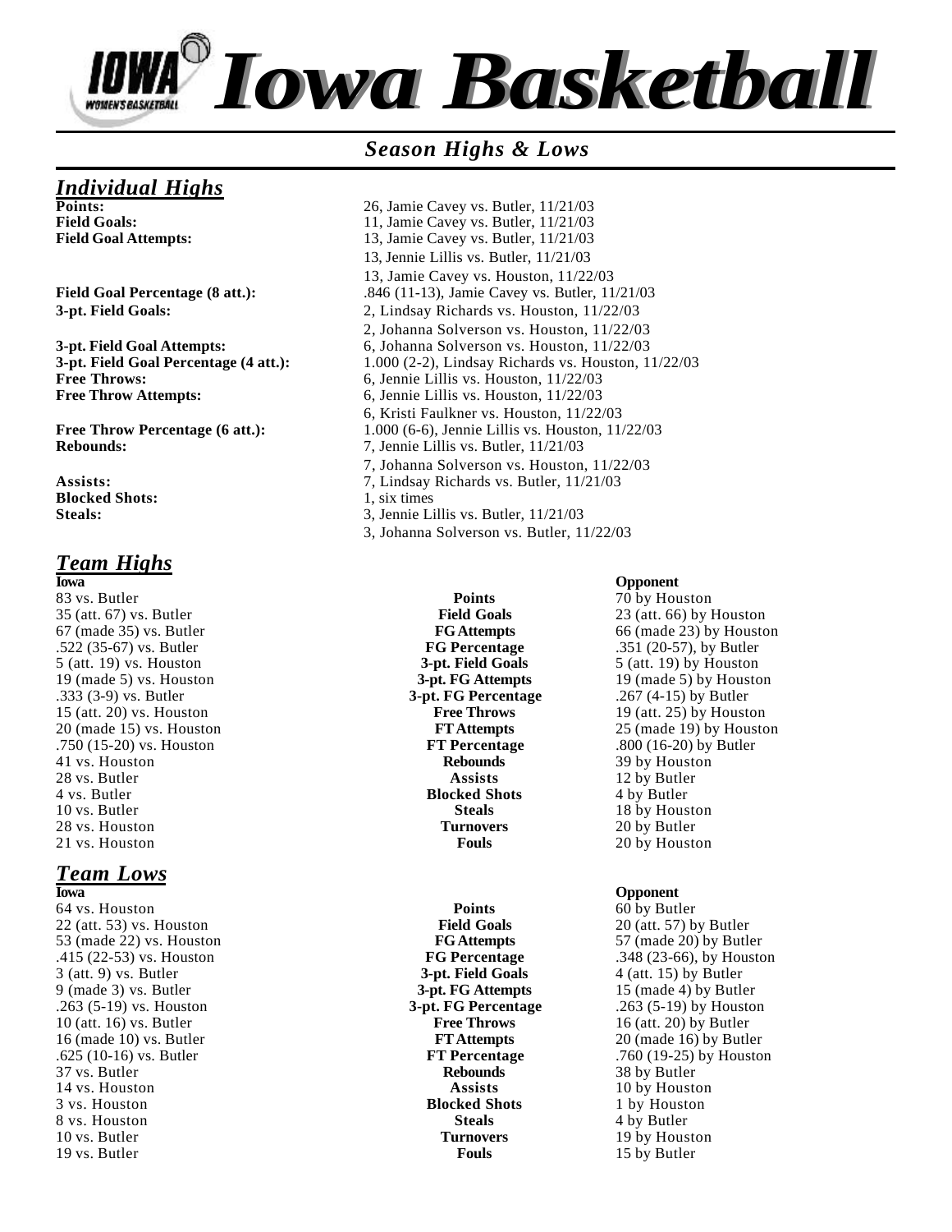# Iowa Basketball

## *Season Highs & Lows*

### *Individual Highs*

| | |
|---|---|
| **Points:** | 26, Jamie Cavey vs. Butler, 11/21/03 |
| **Field Goals:** | 11, Jamie Cavey vs. Butler, 11/21/03 |
| **Field Goal Attempts:** | 13, Jamie Cavey vs. Butler, 11/21/03 |
| | 13, Jennie Lillis vs. Butler, 11/21/03 |
| | 13, Jamie Cavey vs. Houston, 11/22/03 |
| **Field Goal Percentage (8 att.):** | .846 (11-13), Jamie Cavey vs. Butler, 11/21/03 |
| **3-pt. Field Goals:** | 2, Lindsay Richards vs. Houston, 11/22/03 |
| | 2, Johanna Solverson vs. Houston, 11/22/03 |
| **3-pt. Field Goal Attempts:** | 6, Johanna Solverson vs. Houston, 11/22/03 |
| **3-pt. Field Goal Percentage (4 att.):** | 1.000 (2-2), Lindsay Richards vs. Houston, 11/22/03 |
| **Free Throws:** | 6, Jennie Lillis vs. Houston, 11/22/03 |
| **Free Throw Attempts:** | 6, Jennie Lillis vs. Houston, 11/22/03 |
| | 6, Kristi Faulkner vs. Houston, 11/22/03 |
| **Free Throw Percentage (6 att.):** | 1.000 (6-6), Jennie Lillis vs. Houston, 11/22/03 |
| **Rebounds:** | 7, Jennie Lillis vs. Butler, 11/21/03 |
| | 7, Johanna Solverson vs. Houston, 11/22/03 |
| **Assists:** | 7, Lindsay Richards vs. Butler, 11/21/03 |
| **Blocked Shots:** | 1, six times |
| **Steals:** | 3, Jennie Lillis vs. Butler, 11/21/03 |
| | 3, Johanna Solverson vs. Butler, 11/22/03 |

### *Team Highs*

| **Iowa** | | **Opponent** |
|---|---|---|
| 83 vs. Butler | **Points** | 70 by Houston |
| 35 (att. 67) vs. Butler | **Field Goals** | 23 (att. 66) by Houston |
| 67 (made 35) vs. Butler | **FG Attempts** | 66 (made 23) by Houston |
| .522 (35-67) vs. Butler | **FG Percentage** | .351 (20-57), by Butler |
| 5 (att. 19) vs. Houston | **3-pt. Field Goals** | 5 (att. 19) by Houston |
| 19 (made 5) vs. Houston | **3-pt. FG Attempts** | 19 (made 5) by Houston |
| .333 (3-9) vs. Butler | **3-pt. FG Percentage** | .267 (4-15) by Butler |
| 15 (att. 20) vs. Houston | **Free Throws** | 19 (att. 25) by Houston |
| 20 (made 15) vs. Houston | **FT Attempts** | 25 (made 19) by Houston |
| .750 (15-20) vs. Houston | **FT Percentage** | .800 (16-20) by Butler |
| 41 vs. Houston | **Rebounds** | 39 by Houston |
| 28 vs. Butler | **Assists** | 12 by Butler |
| 4 vs. Butler | **Blocked Shots** | 4 by Butler |
| 10 vs. Butler | **Steals** | 18 by Houston |
| 28 vs. Houston | **Turnovers** | 20 by Butler |
| 21 vs. Houston | **Fouls** | 20 by Houston |

### *Team Lows*

| **Iowa** | | **Opponent** |
|---|---|---|
| 64 vs. Houston | **Points** | 60 by Butler |
| 22 (att. 53) vs. Houston | **Field Goals** | 20 (att. 57) by Butler |
| 53 (made 22) vs. Houston | **FG Attempts** | 57 (made 20) by Butler |
| .415 (22-53) vs. Houston | **FG Percentage** | .348 (23-66), by Houston |
| 3 (att. 9) vs. Butler | **3-pt. Field Goals** | 4 (att. 15) by Butler |
| 9 (made 3) vs. Butler | **3-pt. FG Attempts** | 15 (made 4) by Butler |
| .263 (5-19) vs. Houston | **3-pt. FG Percentage** | .263 (5-19) by Houston |
| 10 (att. 16) vs. Butler | **Free Throws** | 16 (att. 20) by Butler |
| 16 (made 10) vs. Butler | **FT Attempts** | 20 (made 16) by Butler |
| .625 (10-16) vs. Butler | **FT Percentage** | .760 (19-25) by Houston |
| 37 vs. Butler | **Rebounds** | 38 by Butler |
| 14 vs. Houston | **Assists** | 10 by Houston |
| 3 vs. Houston | **Blocked Shots** | 1 by Houston |
| 8 vs. Houston | **Steals** | 4 by Butler |
| 10 vs. Butler | **Turnovers** | 19 by Houston |
| 19 vs. Butler | **Fouls** | 15 by Butler |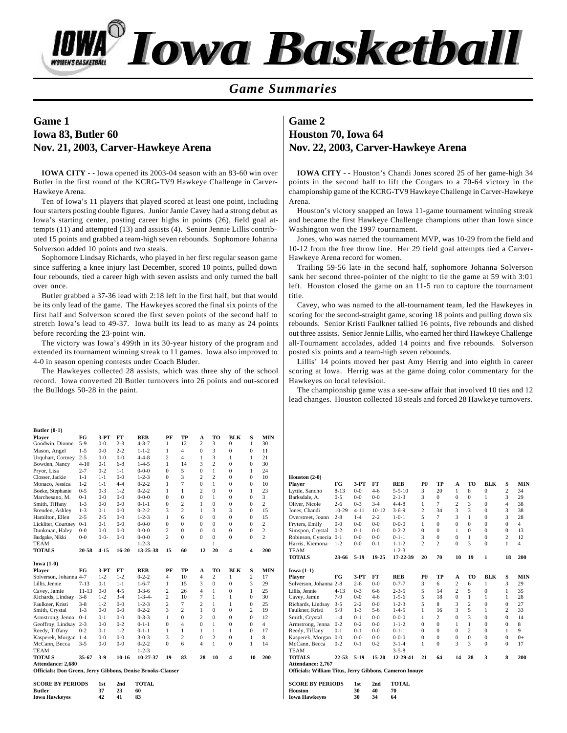# Iowa Basketball

*Game Summaries*

## Game 1
## Iowa 83, Butler 60
## Nov. 21, 2003, Carver-Hawkeye Arena

**IOWA CITY - -** Iowa opened its 2003-04 season with an 83-60 win over Butler in the first round of the KCRG-TV9 Hawkeye Challenge in Carver-Hawkeye Arena.

Ten of Iowa's 11 players that played scored at least one point, including four starters posting double figures. Junior Jamie Cavey had a strong debut as Iowa's starting center, posting career highs in points (26), field goal attempts (11) and attempted (13) and assists (4). Senior Jennie Lillis contributed 15 points and grabbed a team-high seven rebounds. Sophomore Johanna Solverson added 10 points and two steals.

Sophomore Lindsay Richards, who played in her first regular season game since suffering a knee injury last December, scored 10 points, pulled down four rebounds, tied a career high with seven assists and only turned the ball over once.

Butler grabbed a 37-36 lead with 2:18 left in the first half, but that would be its only lead of the game. The Hawkeyes scored the final six points of the first half and Solverson scored the first seven points of the second half to stretch Iowa's lead to 49-37. Iowa built its lead to as many as 24 points before recording the 23-point win.

The victory was Iowa's 499th in its 30-year history of the program and extended its tournament winning streak to 11 games. Iowa also improved to 4-0 in season opening contests under Coach Bluder.

The Hawkeyes collected 28 assists, which was three shy of the school record. Iowa converted 20 Butler turnovers into 26 points and out-scored the Bulldogs 50-28 in the paint.

**Butler (0-1)**

| Player | FG | 3-PT | FT | REB | PF | TP | A | TO | BLK | S | MIN |
|---|---|---|---|---|---|---|---|---|---|---|---|
| Goodwin, Dionne | 5-9 | 0-0 | 2-3 | 4-3-7 | 1 | 12 | 2 | 3 | 0 | 1 | 30 |
| Mason, Angel | 1-5 | 0-0 | 2-2 | 1-1-2 | 1 | 4 | 0 | 3 | 0 | 0 | 11 |
| Urquhart, Cortney | 2-5 | 0-0 | 0-0 | 4-4-8 | 2 | 4 | 1 | 3 | 1 | 1 | 21 |
| Bowden, Nancy | 4-10 | 0-1 | 6-8 | 1-4-5 | 1 | 14 | 3 | 2 | 0 | 0 | 30 |
| Pryor, Lisa | 2-7 | 0-2 | 1-1 | 0-0-0 | 0 | 5 | 0 | 1 | 0 | 1 | 24 |
| Closser, Jackie | 1-1 | 1-1 | 0-0 | 1-2-3 | 0 | 3 | 2 | 2 | 0 | 0 | 10 |
| Monaco, Jessica | 1-2 | 1-1 | 4-4 | 0-2-2 | 1 | 7 | 0 | 1 | 0 | 0 | 10 |
| Boeke, Stephanie | 0-5 | 0-3 | 1-2 | 0-2-2 | 1 | 1 | 2 | 0 | 0 | 1 | 23 |
| Marchesano, M. | 0-1 | 0-0 | 0-0 | 0-0-0 | 0 | 0 | 0 | 1 | 0 | 0 | 3 |
| Smith, Tiffany | 1-3 | 0-0 | 0-0 | 0-1-1 | 0 | 2 | 1 | 0 | 0 | 0 | 2 |
| Brenden, Ashley | 1-3 | 0-1 | 0-0 | 0-2-2 | 3 | 2 | 1 | 3 | 3 | 0 | 15 |
| Hamilton, Ellen | 2-5 | 2-5 | 0-0 | 1-2-3 | 1 | 6 | 0 | 0 | 0 | 0 | 15 |
| Lickliter, Courtney | 0-1 | 0-1 | 0-0 | 0-0-0 | 0 | 0 | 0 | 0 | 0 | 0 | 2 |
| Dunkman, Haley | 0-0 | 0-0 | 0-0 | 0-0-0 | 2 | 0 | 0 | 0 | 0 | 0 | 2 |
| Budgake, Nikki | 0-0 | 0-0- | 0-0 | 0-0-0 | 2 | 0 | 0 | 0 | 0 | 0 | 2 |
| TEAM | | | | 1-2-3 | | | | 1 | | | |
| **TOTALS** | **20-58** | **4-15** | **16-20** | **13-25-38** | **15** | **60** | **12** | **20** | **4** | **4** | **200** |

**Iowa (1-0)**

| Player | FG | 3-PT | FT | REB | PF | TP | A | TO | BLK | S | MIN |
|---|---|---|---|---|---|---|---|---|---|---|---|
| Solverson, Johanna | 4-7 | 1-2 | 1-2 | 0-2-2 | 4 | 10 | 4 | 2 | 1 | 2 | 17 |
| Lillis, Jennie | 7-13 | 0-1 | 1-1 | 1-6-7 | 1 | 15 | 3 | 0 | 0 | 3 | 29 |
| Cavey, Jamie | 11-13 | 0-0 | 4-5 | 3-3-6 | 2 | 26 | 4 | 1 | 0 | 1 | 25 |
| Richards, Lindsay | 3-8 | 1-2 | 3-4 | 1-3-4- | 2 | 10 | 7 | 1 | 1 | 0 | 30 |
| Faulkner, Kristi | 3-8 | 1-2 | 0-0 | 1-2-3 | 2 | 7 | 2 | 1 | 1 | 0 | 25 |
| Smith, Crystal | 1-3 | 0-0 | 0-0 | 0-2-2 | 3 | 2 | 1 | 0 | 0 | 2 | 19 |
| Armstrong, Jenna | 0-1 | 0-1 | 0-0 | 0-3-3 | 1 | 0 | 2 | 0 | 0 | 0 | 12 |
| Geoffroy, Lindsay | 2-3 | 0-0 | 0-2 | 0-1-1 | 0 | 4 | 0 | 1 | 0 | 0 | 4 |
| Reedy, Tiffany | 0-2 | 0-1 | 1-2 | 0-1-1 | 1 | 1 | 1 | 1 | 1 | 0 | 17 |
| Kasperek, Morgan | 1-4 | 0-0 | 0-0 | 0-3-3 | 3 | 2 | 0 | 2 | 0 | 1 | 8 |
| McCann, Becca | 3-5 | 0-0 | 0-0 | 0-2-2 | 0 | 6 | 4 | 1 | 0 | 1 | 14 |
| TEAM | | | | 1-2-3 | | | | | | | |
| **TOTALS** | **35-67** | **3-9** | **10-16** | **10-27-37** | **19** | **83** | **28** | **10** | **4** | **10** | **200** |

**Attendance: 2,680**

**Officials: Don Green, Jerry Gibbons, Denise Brooks-Clauser**

| SCORE BY PERIODS | 1st | 2nd | TOTAL |
|---|---|---|---|
| Butler | 37 | 23 | 60 |
| Iowa Hawkeyes | 42 | 41 | 83 |

## Game 2
## Houston 70, Iowa 64
## Nov. 22, 2003, Carver-Hawkeye Arena

**IOWA CITY - -** Houston's Chandi Jones scored 25 of her game-high 34 points in the second half to lift the Cougars to a 70-64 victory in the championship game of the KCRG-TV9 Hawkeye Challenge in Carver-Hawkeye Arena.

Houston's victory snapped an Iowa 11-game tournament winning streak and became the first Hawkeye Challenge champions other than Iowa since Washington won the 1997 tournament.

Jones, who was named the tournament MVP, was 10-29 from the field and 10-12 from the free throw line. Her 29 field goal attempts tied a Carver-Hawkeye Arena record for women.

Trailing 59-56 late in the second half, sophomore Johanna Solverson sank her second three-pointer of the night to tie the game at 59 with 3:01 left. Houston closed the game on an 11-5 run to capture the tournament title.

Cavey, who was named to the all-tournament team, led the Hawkeyes in scoring for the second-straight game, scoring 18 points and pulling down six rebounds. Senior Kristi Faulkner tallied 16 points, five rebounds and dished out three assists. Senior Jennie Lillis, who earned her third Hawkeye Challenge all-Tournament accolades, added 14 points and five rebounds. Solverson posted six points and a team-high seven rebounds.

Lillis' 14 points moved her past Amy Herrig and into eighth in career scoring at Iowa. Herrig was at the game doing color commentary for the Hawkeyes on local television.

The championship game was a see-saw affair that involved 10 ties and 12 lead changes. Houston collected 18 steals and forced 28 Hawkeye turnovers.

**Houston (2-0)**

| Player | FG | 3-PT | FT | REB | PF | TP | A | TO | BLK | S | MIN |
|---|---|---|---|---|---|---|---|---|---|---|---|
| Lyttle, Sancho | 8-13 | 0-0 | 4-6 | 5-5-10 | 3 | 20 | 1 | 8 | 0 | 2 | 34 |
| Barksdale, A. | 0-5 | 0-0 | 0-0 | 2-1-3 | 3 | 0 | 0 | 0 | 1 | 3 | 29 |
| Oliver, Nicole | 2-6 | 0-3 | 3-4 | 4-4-8 | 1 | 7 | 2 | 3 | 0 | 4 | 38 |
| Jones, Chandi | 10-29 | 4-11 | 10-12 | 3-6-9 | 2 | 34 | 3 | 3 | 0 | 3 | 38 |
| Overstreet, Joann | 2-8 | 1-4 | 2-2 | 1-0-1 | 5 | 7 | 3 | 1 | 0 | 3 | 28 |
| Fryters, Emily | 0-0 | 0-0 | 0-0 | 0-0-0 | 1 | 0 | 0 | 0 | 0 | 0 | 4 |
| Simpson, Crystal | 0-2 | 0-1 | 0-0 | 0-2-2 | 0 | 0 | 1 | 0 | 0 | 0 | 13 |
| Robinson, Cynecia | 0-1 | 0-0 | 0-0 | 0-1-1 | 3 | 0 | 0 | 1 | 0 | 2 | 12 |
| Harris, Kiemona | 1-2 | 0-0 | 0-1 | 1-1-2 | 2 | 2 | 0 | 3 | 0 | 1 | 4 |
| TEAM | | | | 1-2-3 | | | | | | | |
| **TOTALS** | **23-66** | **5-19** | **19-25** | **17-22-39** | **20** | **70** | **10** | **19** | **1** | **18** | **200** |

**Iowa (1-1)**

| Player | FG | 3-PT | FT | REB | PF | TP | A | TO | BLK | S | MIN |
|---|---|---|---|---|---|---|---|---|---|---|---|
| Solverson, Johanna | 2-8 | 2-6 | 0-0 | 0-7-7 | 3 | 6 | 2 | 6 | 1 | 3 | 29 |
| Lillis, Jennie | 4-13 | 0-3 | 6-6 | 2-3-5 | 5 | 14 | 2 | 5 | 0 | 1 | 35 |
| Cavey, Jamie | 7-9 | 0-0 | 4-6 | 1-5-6 | 5 | 18 | 0 | 1 | 1 | 1 | 28 |
| Richards, Lindsay | 3-5 | 2-2 | 0-0 | 1-2-3 | 5 | 8 | 3 | 2 | 0 | 0 | 27 |
| Faulkner, Kristi | 5-9 | 1-3 | 5-6 | 1-4-5 | 1 | 16 | 3 | 5 | 1 | 2 | 33 |
| Smith, Crystal | 1-4 | 0-1 | 0-0 | 0-0-0 | 1 | 2 | 0 | 3 | 0 | 0 | 14 |
| Armstrong, Jenna | 0-2 | 0-2 | 0-0 | 1-1-2 | 0 | 0 | 1 | 1 | 0 | 0 | 8 |
| Reedy, Tiffany | 0-1 | 0-1 | 0-0 | 0-1-1 | 0 | 0 | 0 | 2 | 0 | 1 | 9 |
| Kasperek, Morgan | 0-0 | 0-0 | 0-0 | 0-0-0 | 0 | 0 | 0 | 0 | 0 | 0 | 0+ |
| McCann, Becca | 0-2 | 0-1 | 0-2 | 3-1-4 | 1 | 0 | 3 | 3 | 0 | 0 | 17 |
| TEAM | | | | 3-5-8 | | | | | | | |
| **TOTALS** | **22-53** | **5-19** | **15-20** | **12-29-41** | **21** | **64** | **14** | **28** | **3** | **8** | **200** |

**Attendance: 2,767**

**Officials: William Titus, Jerry Gibbons, Cameron Inouye**

| SCORE BY PERIODS | 1st | 2nd | TOTAL |
|---|---|---|---|
| Houston | 30 | 40 | 70 |
| Iowa Hawkeyes | 30 | 34 | 64 |